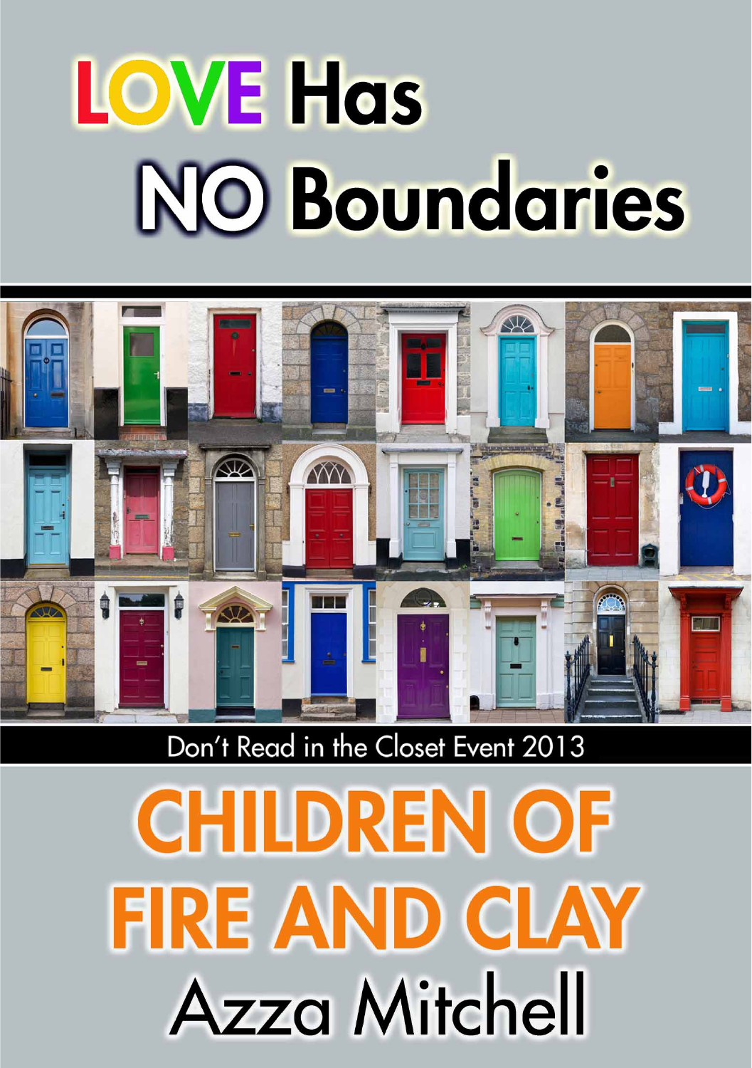# LOVE Has NO Boundaries

Don't Read in the Closet Event 2013

# CHILDREN OF FIRE AND CLAY

## Azza Mitchell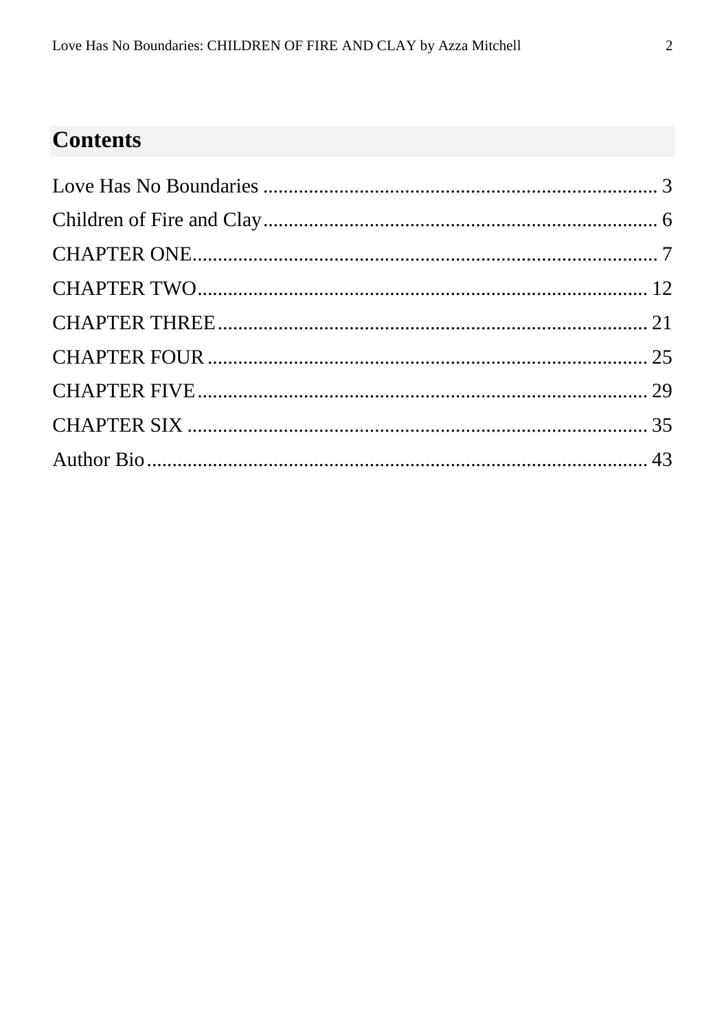## Contents

Love Has No Boundaries ............................................................................. 3

Children of Fire and Clay............................................................................. 6

CHAPTER ONE........................................................................................... 7

CHAPTER TWO......................................................................................... 12

CHAPTER THREE..................................................................................... 21

CHAPTER FOUR ....................................................................................... 25

CHAPTER FIVE......................................................................................... 29

CHAPTER SIX ........................................................................................... 35

Author Bio.................................................................................................. 43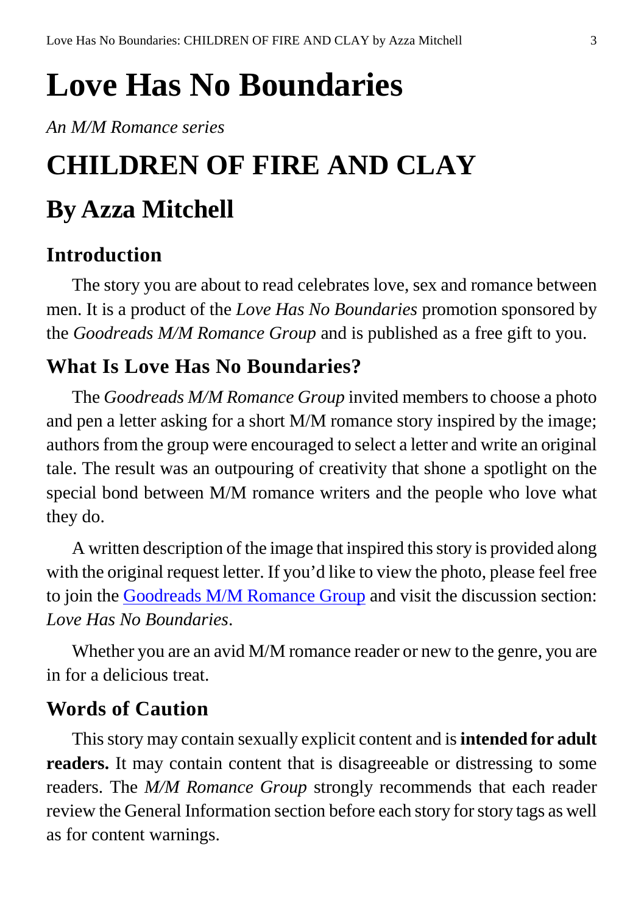# Love Has No Boundaries

*An M/M Romance series*

# CHILDREN OF FIRE AND CLAY

## By Azza Mitchell

### Introduction

The story you are about to read celebrates love, sex and romance between men. It is a product of the *Love Has No Boundaries* promotion sponsored by the *Goodreads M/M Romance Group* and is published as a free gift to you.

### What Is Love Has No Boundaries?

The *Goodreads M/M Romance Group* invited members to choose a photo and pen a letter asking for a short M/M romance story inspired by the image; authors from the group were encouraged to select a letter and write an original tale. The result was an outpouring of creativity that shone a spotlight on the special bond between M/M romance writers and the people who love what they do.

A written description of the image that inspired this story is provided along with the original request letter. If you'd like to view the photo, please feel free to join the Goodreads M/M Romance Group and visit the discussion section: *Love Has No Boundaries*.

Whether you are an avid M/M romance reader or new to the genre, you are in for a delicious treat.

### Words of Caution

This story may contain sexually explicit content and is **intended for adult readers.** It may contain content that is disagreeable or distressing to some readers. The *M/M Romance Group* strongly recommends that each reader review the General Information section before each story for story tags as well as for content warnings.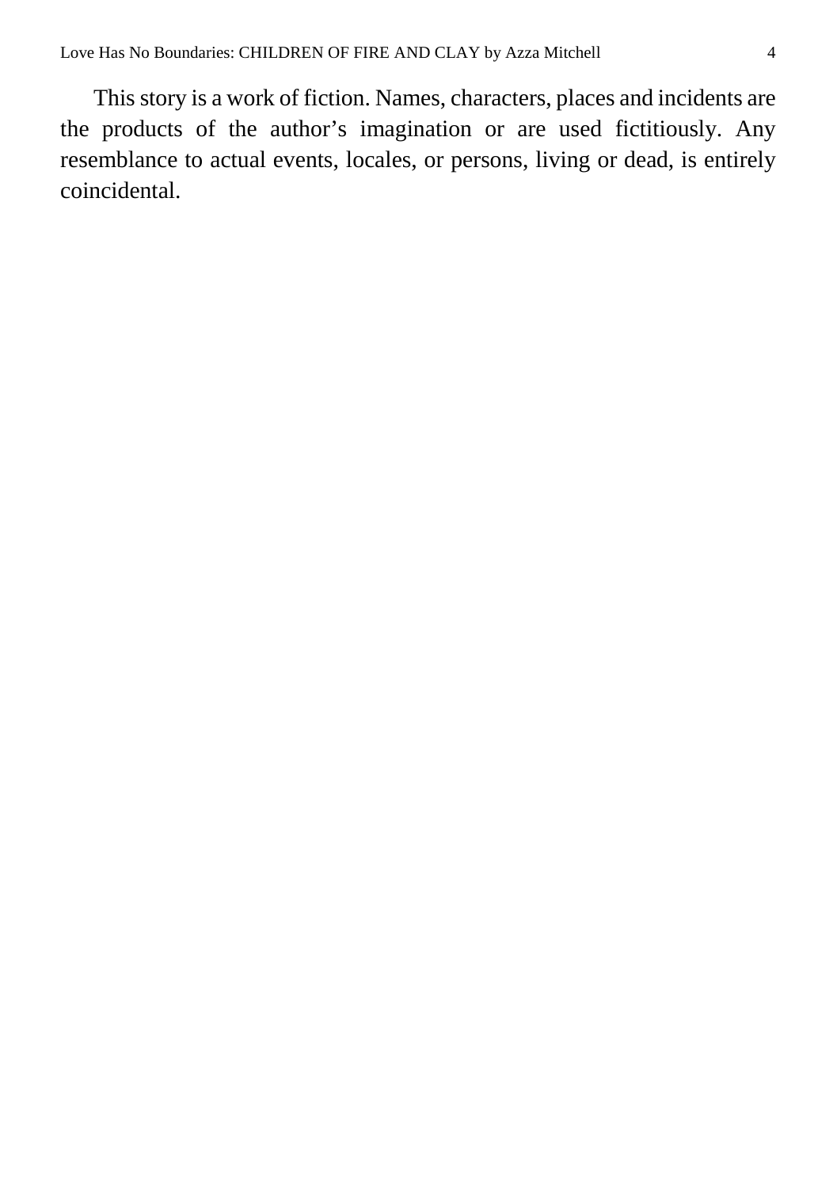This story is a work of fiction. Names, characters, places and incidents are the products of the author's imagination or are used fictitiously. Any resemblance to actual events, locales, or persons, living or dead, is entirely coincidental.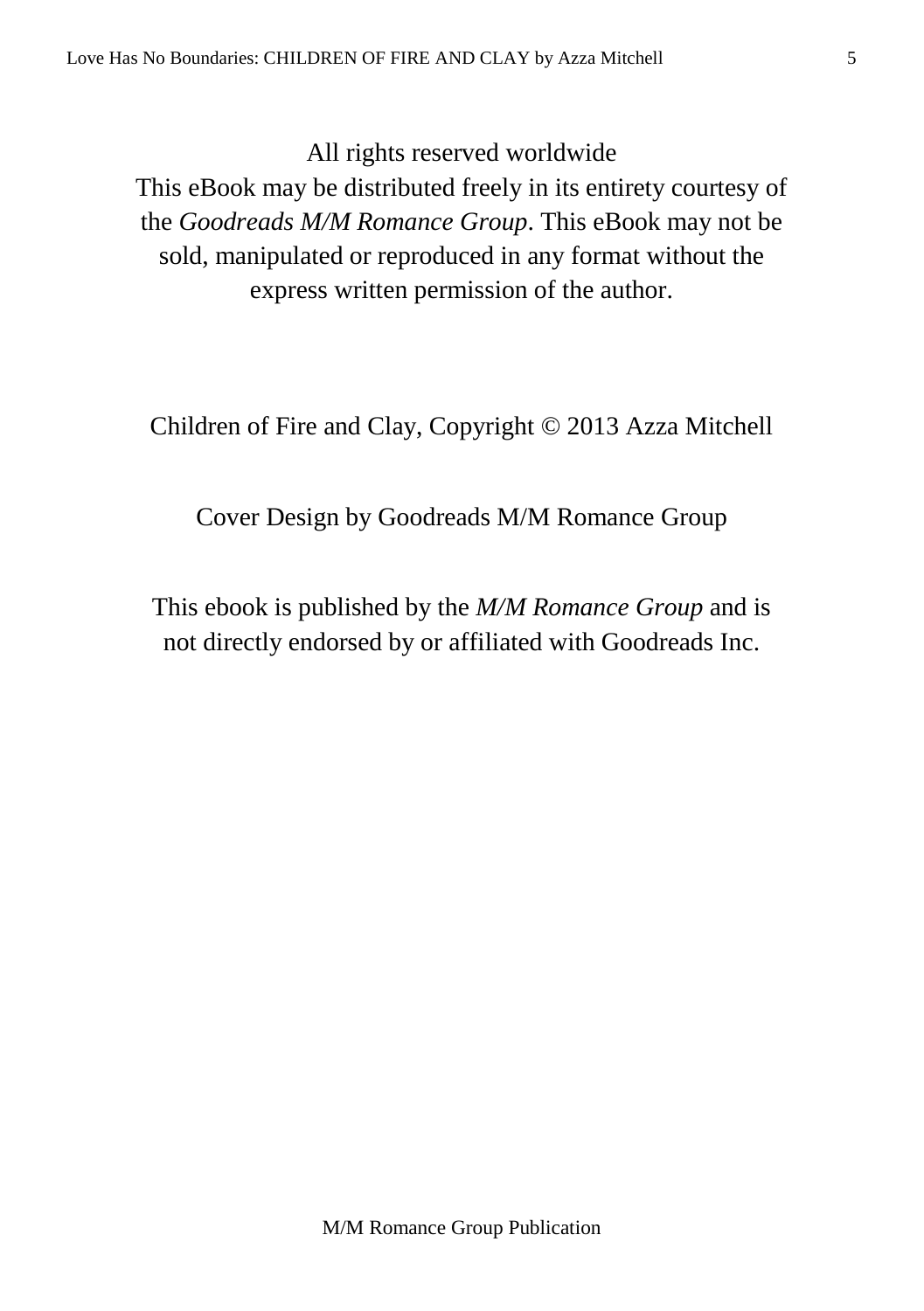All rights reserved worldwide
This eBook may be distributed freely in its entirety courtesy of the *Goodreads M/M Romance Group*. This eBook may not be sold, manipulated or reproduced in any format without the express written permission of the author.

Children of Fire and Clay, Copyright © 2013 Azza Mitchell

Cover Design by Goodreads M/M Romance Group

This ebook is published by the *M/M Romance Group* and is not directly endorsed by or affiliated with Goodreads Inc.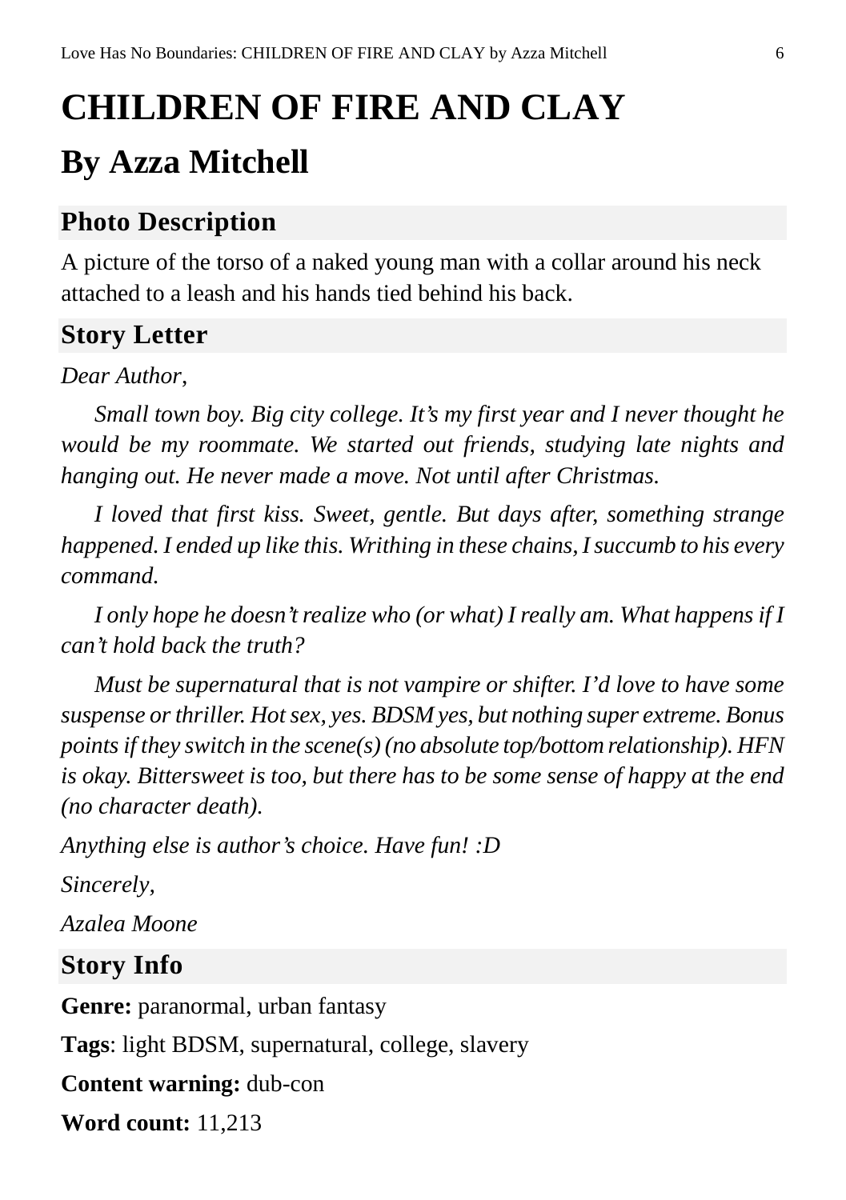# CHILDREN OF FIRE AND CLAY

## By Azza Mitchell

### Photo Description

A picture of the torso of a naked young man with a collar around his neck attached to a leash and his hands tied behind his back.

### Story Letter

*Dear Author,*

*Small town boy. Big city college. It's my first year and I never thought he would be my roommate. We started out friends, studying late nights and hanging out. He never made a move. Not until after Christmas.*

*I loved that first kiss. Sweet, gentle. But days after, something strange happened. I ended up like this. Writhing in these chains, I succumb to his every command.*

*I only hope he doesn't realize who (or what) I really am. What happens if I can't hold back the truth?*

*Must be supernatural that is not vampire or shifter. I'd love to have some suspense or thriller. Hot sex, yes. BDSM yes, but nothing super extreme. Bonus points if they switch in the scene(s) (no absolute top/bottom relationship). HFN is okay. Bittersweet is too, but there has to be some sense of happy at the end (no character death).*

*Anything else is author's choice. Have fun! :D*

*Sincerely,*

*Azalea Moone*

### Story Info

**Genre:** paranormal, urban fantasy

**Tags**: light BDSM, supernatural, college, slavery

**Content warning:** dub-con

**Word count:** 11,213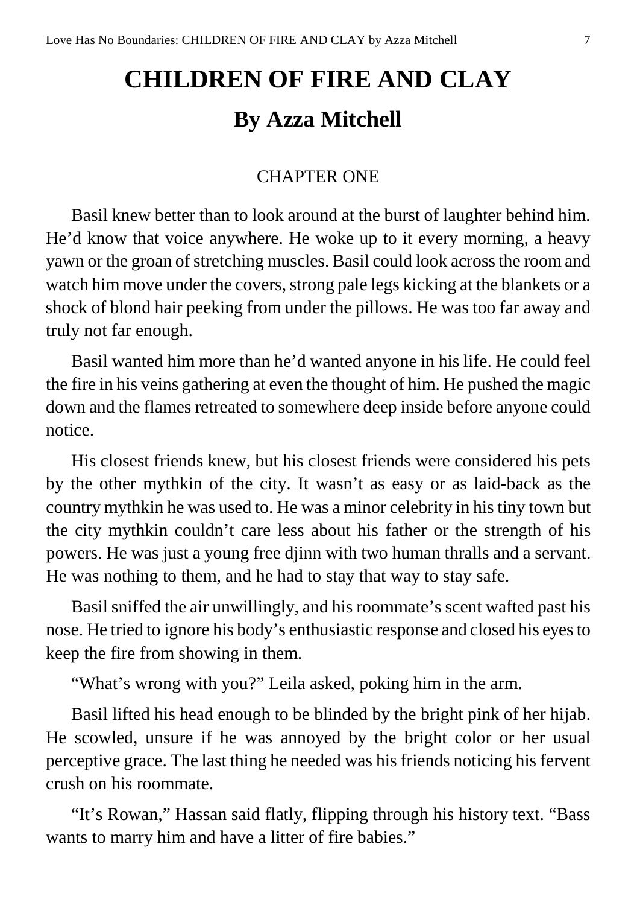# CHILDREN OF FIRE AND CLAY

## By Azza Mitchell

CHAPTER ONE

Basil knew better than to look around at the burst of laughter behind him. He'd know that voice anywhere. He woke up to it every morning, a heavy yawn or the groan of stretching muscles. Basil could look across the room and watch him move under the covers, strong pale legs kicking at the blankets or a shock of blond hair peeking from under the pillows. He was too far away and truly not far enough.

Basil wanted him more than he'd wanted anyone in his life. He could feel the fire in his veins gathering at even the thought of him. He pushed the magic down and the flames retreated to somewhere deep inside before anyone could notice.

His closest friends knew, but his closest friends were considered his pets by the other mythkin of the city. It wasn't as easy or as laid-back as the country mythkin he was used to. He was a minor celebrity in his tiny town but the city mythkin couldn't care less about his father or the strength of his powers. He was just a young free djinn with two human thralls and a servant. He was nothing to them, and he had to stay that way to stay safe.

Basil sniffed the air unwillingly, and his roommate's scent wafted past his nose. He tried to ignore his body's enthusiastic response and closed his eyes to keep the fire from showing in them.

"What's wrong with you?" Leila asked, poking him in the arm.

Basil lifted his head enough to be blinded by the bright pink of her hijab. He scowled, unsure if he was annoyed by the bright color or her usual perceptive grace. The last thing he needed was his friends noticing his fervent crush on his roommate.

"It's Rowan," Hassan said flatly, flipping through his history text. "Bass wants to marry him and have a litter of fire babies."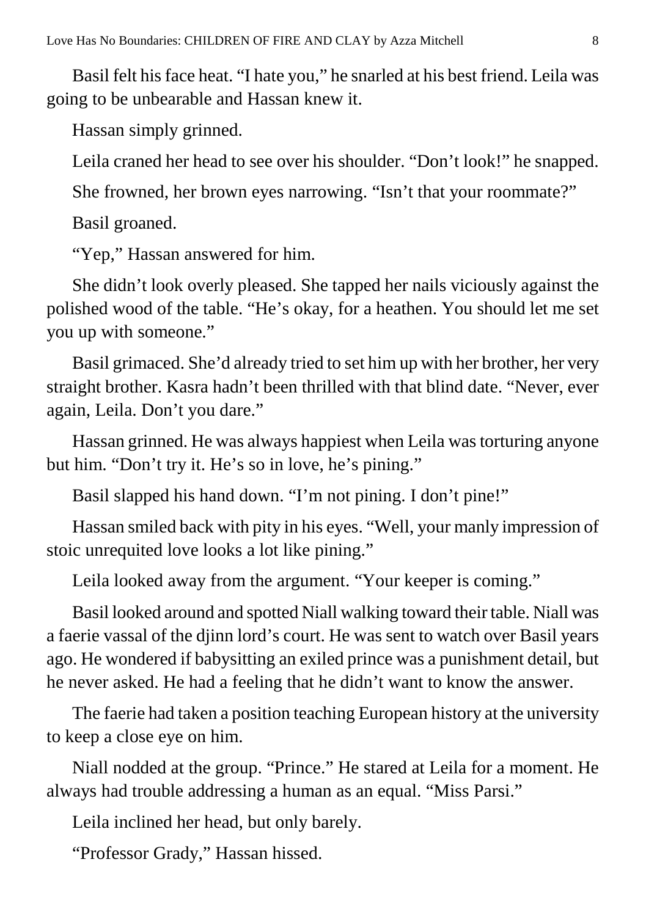Basil felt his face heat. "I hate you," he snarled at his best friend. Leila was going to be unbearable and Hassan knew it.

Hassan simply grinned.

Leila craned her head to see over his shoulder. "Don't look!" he snapped.

She frowned, her brown eyes narrowing. "Isn't that your roommate?"

Basil groaned.

"Yep," Hassan answered for him.

She didn't look overly pleased. She tapped her nails viciously against the polished wood of the table. "He's okay, for a heathen. You should let me set you up with someone."

Basil grimaced. She'd already tried to set him up with her brother, her very straight brother. Kasra hadn't been thrilled with that blind date. "Never, ever again, Leila. Don't you dare."

Hassan grinned. He was always happiest when Leila was torturing anyone but him. "Don't try it. He's so in love, he's pining."

Basil slapped his hand down. "I'm not pining. I don't pine!"

Hassan smiled back with pity in his eyes. "Well, your manly impression of stoic unrequited love looks a lot like pining."

Leila looked away from the argument. "Your keeper is coming."

Basil looked around and spotted Niall walking toward their table. Niall was a faerie vassal of the djinn lord's court. He was sent to watch over Basil years ago. He wondered if babysitting an exiled prince was a punishment detail, but he never asked. He had a feeling that he didn't want to know the answer.

The faerie had taken a position teaching European history at the university to keep a close eye on him.

Niall nodded at the group. "Prince." He stared at Leila for a moment. He always had trouble addressing a human as an equal. "Miss Parsi."

Leila inclined her head, but only barely.

"Professor Grady," Hassan hissed.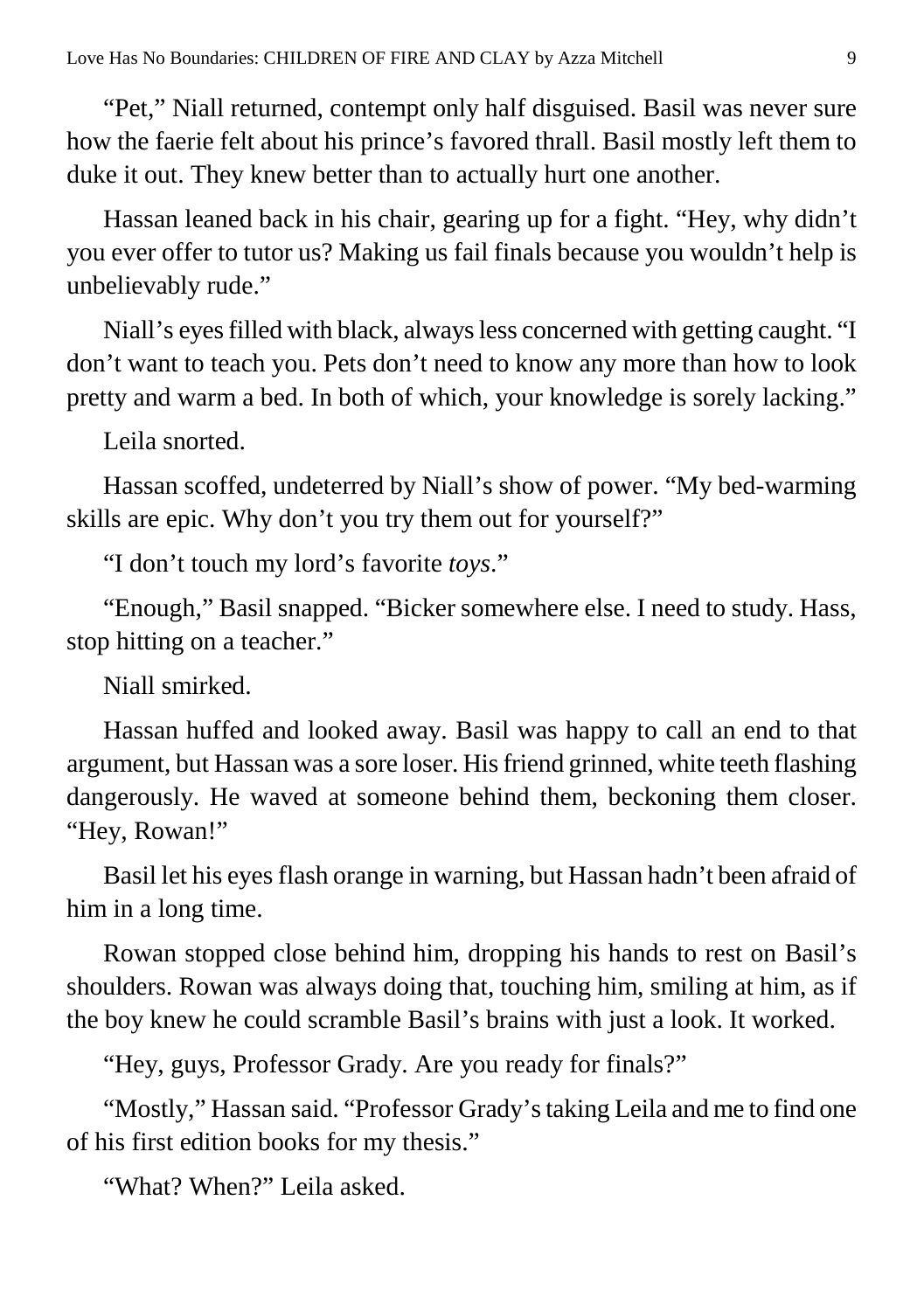"Pet," Niall returned, contempt only half disguised. Basil was never sure how the faerie felt about his prince's favored thrall. Basil mostly left them to duke it out. They knew better than to actually hurt one another.

Hassan leaned back in his chair, gearing up for a fight. "Hey, why didn't you ever offer to tutor us? Making us fail finals because you wouldn't help is unbelievably rude."

Niall's eyes filled with black, always less concerned with getting caught. "I don't want to teach you. Pets don't need to know any more than how to look pretty and warm a bed. In both of which, your knowledge is sorely lacking."

Leila snorted.

Hassan scoffed, undeterred by Niall's show of power. "My bed-warming skills are epic. Why don't you try them out for yourself?"

"I don't touch my lord's favorite *toys*."

"Enough," Basil snapped. "Bicker somewhere else. I need to study. Hass, stop hitting on a teacher."

Niall smirked.

Hassan huffed and looked away. Basil was happy to call an end to that argument, but Hassan was a sore loser. His friend grinned, white teeth flashing dangerously. He waved at someone behind them, beckoning them closer. "Hey, Rowan!"

Basil let his eyes flash orange in warning, but Hassan hadn't been afraid of him in a long time.

Rowan stopped close behind him, dropping his hands to rest on Basil's shoulders. Rowan was always doing that, touching him, smiling at him, as if the boy knew he could scramble Basil's brains with just a look. It worked.

"Hey, guys, Professor Grady. Are you ready for finals?"

"Mostly," Hassan said. "Professor Grady's taking Leila and me to find one of his first edition books for my thesis."

"What? When?" Leila asked.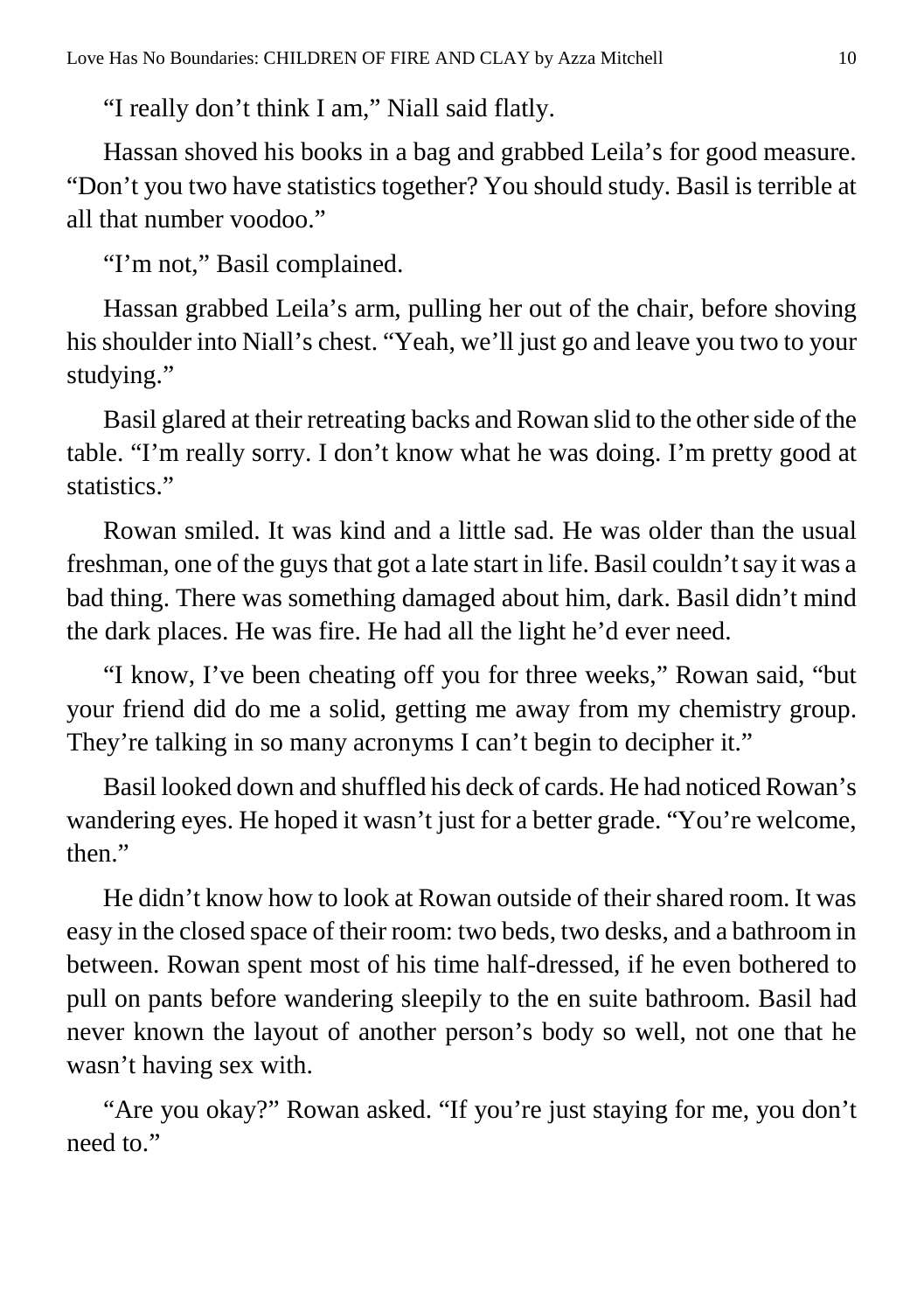"I really don't think I am," Niall said flatly.

Hassan shoved his books in a bag and grabbed Leila's for good measure. "Don't you two have statistics together? You should study. Basil is terrible at all that number voodoo."

"I'm not," Basil complained.

Hassan grabbed Leila's arm, pulling her out of the chair, before shoving his shoulder into Niall's chest. "Yeah, we'll just go and leave you two to your studying."

Basil glared at their retreating backs and Rowan slid to the other side of the table. "I'm really sorry. I don't know what he was doing. I'm pretty good at statistics."

Rowan smiled. It was kind and a little sad. He was older than the usual freshman, one of the guys that got a late start in life. Basil couldn't say it was a bad thing. There was something damaged about him, dark. Basil didn't mind the dark places. He was fire. He had all the light he'd ever need.

"I know, I've been cheating off you for three weeks," Rowan said, "but your friend did do me a solid, getting me away from my chemistry group. They're talking in so many acronyms I can't begin to decipher it."

Basil looked down and shuffled his deck of cards. He had noticed Rowan's wandering eyes. He hoped it wasn't just for a better grade. "You're welcome, then."

He didn't know how to look at Rowan outside of their shared room. It was easy in the closed space of their room: two beds, two desks, and a bathroom in between. Rowan spent most of his time half-dressed, if he even bothered to pull on pants before wandering sleepily to the en suite bathroom. Basil had never known the layout of another person's body so well, not one that he wasn't having sex with.

"Are you okay?" Rowan asked. "If you're just staying for me, you don't need to."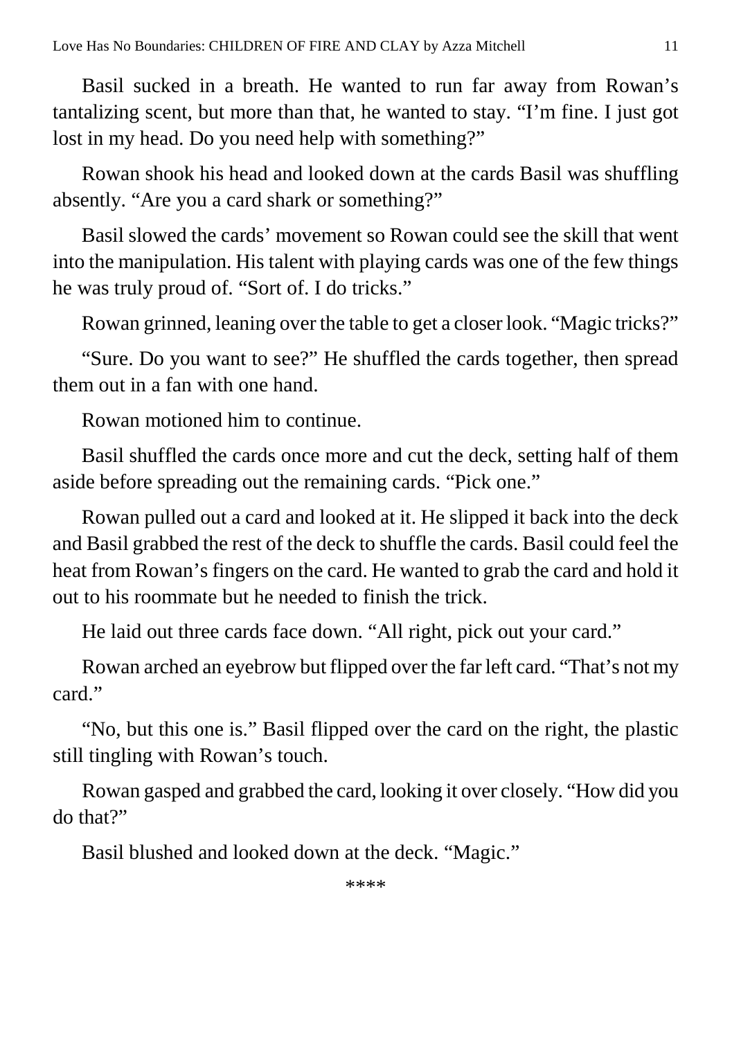Basil sucked in a breath. He wanted to run far away from Rowan's tantalizing scent, but more than that, he wanted to stay. "I'm fine. I just got lost in my head. Do you need help with something?"

Rowan shook his head and looked down at the cards Basil was shuffling absently. "Are you a card shark or something?"

Basil slowed the cards' movement so Rowan could see the skill that went into the manipulation. His talent with playing cards was one of the few things he was truly proud of. "Sort of. I do tricks."

Rowan grinned, leaning over the table to get a closer look. "Magic tricks?"

"Sure. Do you want to see?" He shuffled the cards together, then spread them out in a fan with one hand.

Rowan motioned him to continue.

Basil shuffled the cards once more and cut the deck, setting half of them aside before spreading out the remaining cards. "Pick one."

Rowan pulled out a card and looked at it. He slipped it back into the deck and Basil grabbed the rest of the deck to shuffle the cards. Basil could feel the heat from Rowan's fingers on the card. He wanted to grab the card and hold it out to his roommate but he needed to finish the trick.

He laid out three cards face down. "All right, pick out your card."

Rowan arched an eyebrow but flipped over the far left card. "That's not my card."

"No, but this one is." Basil flipped over the card on the right, the plastic still tingling with Rowan's touch.

Rowan gasped and grabbed the card, looking it over closely. "How did you do that?"

Basil blushed and looked down at the deck. "Magic."

****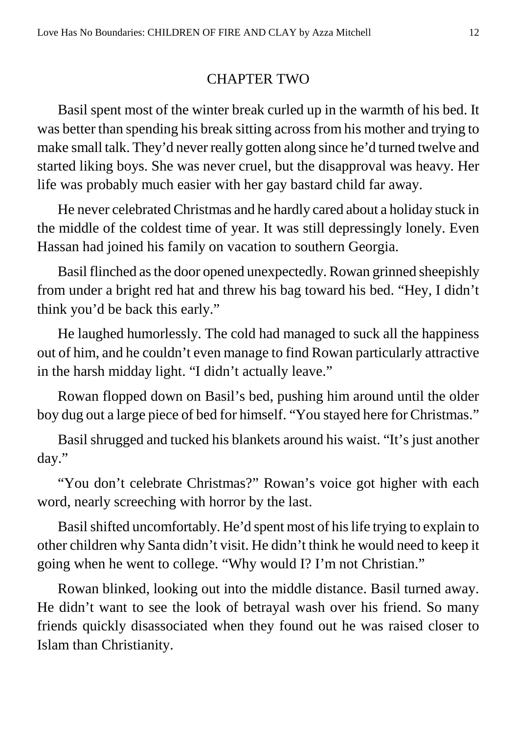## CHAPTER TWO

Basil spent most of the winter break curled up in the warmth of his bed. It was better than spending his break sitting across from his mother and trying to make small talk. They'd never really gotten along since he'd turned twelve and started liking boys. She was never cruel, but the disapproval was heavy. Her life was probably much easier with her gay bastard child far away.

He never celebrated Christmas and he hardly cared about a holiday stuck in the middle of the coldest time of year. It was still depressingly lonely. Even Hassan had joined his family on vacation to southern Georgia.

Basil flinched as the door opened unexpectedly. Rowan grinned sheepishly from under a bright red hat and threw his bag toward his bed. "Hey, I didn't think you'd be back this early."

He laughed humorlessly. The cold had managed to suck all the happiness out of him, and he couldn't even manage to find Rowan particularly attractive in the harsh midday light. "I didn't actually leave."

Rowan flopped down on Basil's bed, pushing him around until the older boy dug out a large piece of bed for himself. "You stayed here for Christmas."

Basil shrugged and tucked his blankets around his waist. "It's just another day."

"You don't celebrate Christmas?" Rowan's voice got higher with each word, nearly screeching with horror by the last.

Basil shifted uncomfortably. He'd spent most of his life trying to explain to other children why Santa didn't visit. He didn't think he would need to keep it going when he went to college. "Why would I? I'm not Christian."

Rowan blinked, looking out into the middle distance. Basil turned away. He didn't want to see the look of betrayal wash over his friend. So many friends quickly disassociated when they found out he was raised closer to Islam than Christianity.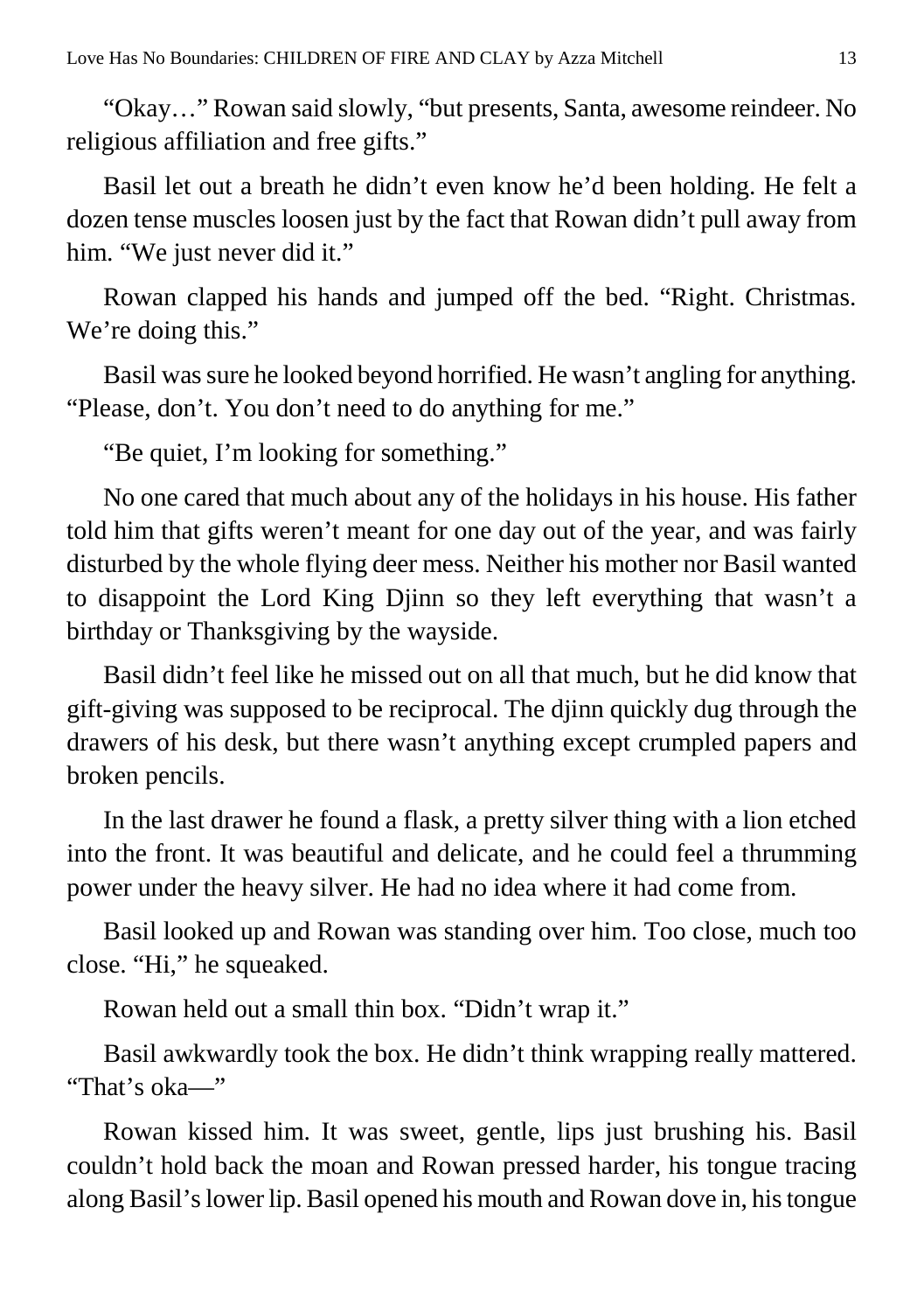"Okay…" Rowan said slowly, "but presents, Santa, awesome reindeer. No religious affiliation and free gifts."

Basil let out a breath he didn't even know he'd been holding. He felt a dozen tense muscles loosen just by the fact that Rowan didn't pull away from him. "We just never did it."

Rowan clapped his hands and jumped off the bed. "Right. Christmas. We're doing this."

Basil was sure he looked beyond horrified. He wasn't angling for anything. "Please, don't. You don't need to do anything for me."

"Be quiet, I'm looking for something."

No one cared that much about any of the holidays in his house. His father told him that gifts weren't meant for one day out of the year, and was fairly disturbed by the whole flying deer mess. Neither his mother nor Basil wanted to disappoint the Lord King Djinn so they left everything that wasn't a birthday or Thanksgiving by the wayside.

Basil didn't feel like he missed out on all that much, but he did know that gift-giving was supposed to be reciprocal. The djinn quickly dug through the drawers of his desk, but there wasn't anything except crumpled papers and broken pencils.

In the last drawer he found a flask, a pretty silver thing with a lion etched into the front. It was beautiful and delicate, and he could feel a thrumming power under the heavy silver. He had no idea where it had come from.

Basil looked up and Rowan was standing over him. Too close, much too close. "Hi," he squeaked.

Rowan held out a small thin box. "Didn't wrap it."

Basil awkwardly took the box. He didn't think wrapping really mattered. "That's oka—"

Rowan kissed him. It was sweet, gentle, lips just brushing his. Basil couldn't hold back the moan and Rowan pressed harder, his tongue tracing along Basil's lower lip. Basil opened his mouth and Rowan dove in, his tongue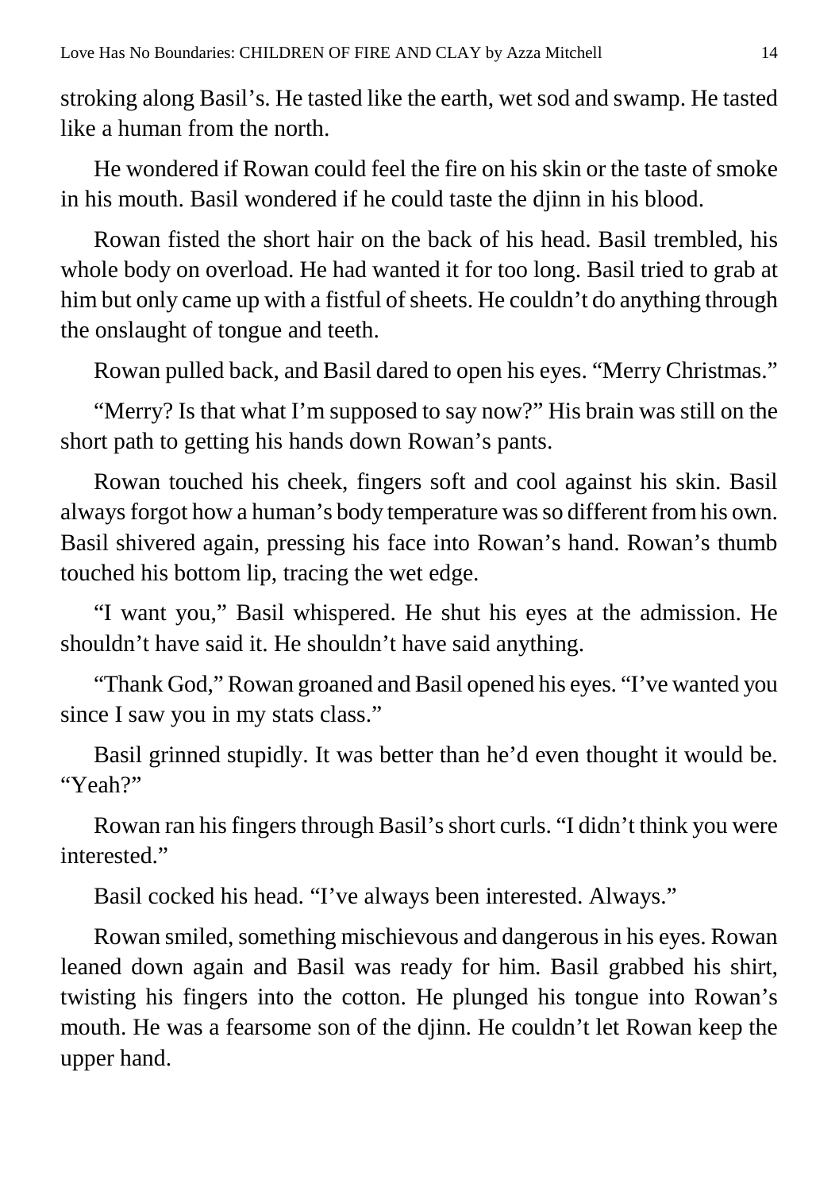stroking along Basil's. He tasted like the earth, wet sod and swamp. He tasted like a human from the north.

He wondered if Rowan could feel the fire on his skin or the taste of smoke in his mouth. Basil wondered if he could taste the djinn in his blood.

Rowan fisted the short hair on the back of his head. Basil trembled, his whole body on overload. He had wanted it for too long. Basil tried to grab at him but only came up with a fistful of sheets. He couldn't do anything through the onslaught of tongue and teeth.

Rowan pulled back, and Basil dared to open his eyes. "Merry Christmas."

"Merry? Is that what I'm supposed to say now?" His brain was still on the short path to getting his hands down Rowan's pants.

Rowan touched his cheek, fingers soft and cool against his skin. Basil always forgot how a human's body temperature was so different from his own. Basil shivered again, pressing his face into Rowan's hand. Rowan's thumb touched his bottom lip, tracing the wet edge.

"I want you," Basil whispered. He shut his eyes at the admission. He shouldn't have said it. He shouldn't have said anything.

"Thank God," Rowan groaned and Basil opened his eyes. "I've wanted you since I saw you in my stats class."

Basil grinned stupidly. It was better than he'd even thought it would be. "Yeah?"

Rowan ran his fingers through Basil's short curls. "I didn't think you were interested."

Basil cocked his head. "I've always been interested. Always."

Rowan smiled, something mischievous and dangerous in his eyes. Rowan leaned down again and Basil was ready for him. Basil grabbed his shirt, twisting his fingers into the cotton. He plunged his tongue into Rowan's mouth. He was a fearsome son of the djinn. He couldn't let Rowan keep the upper hand.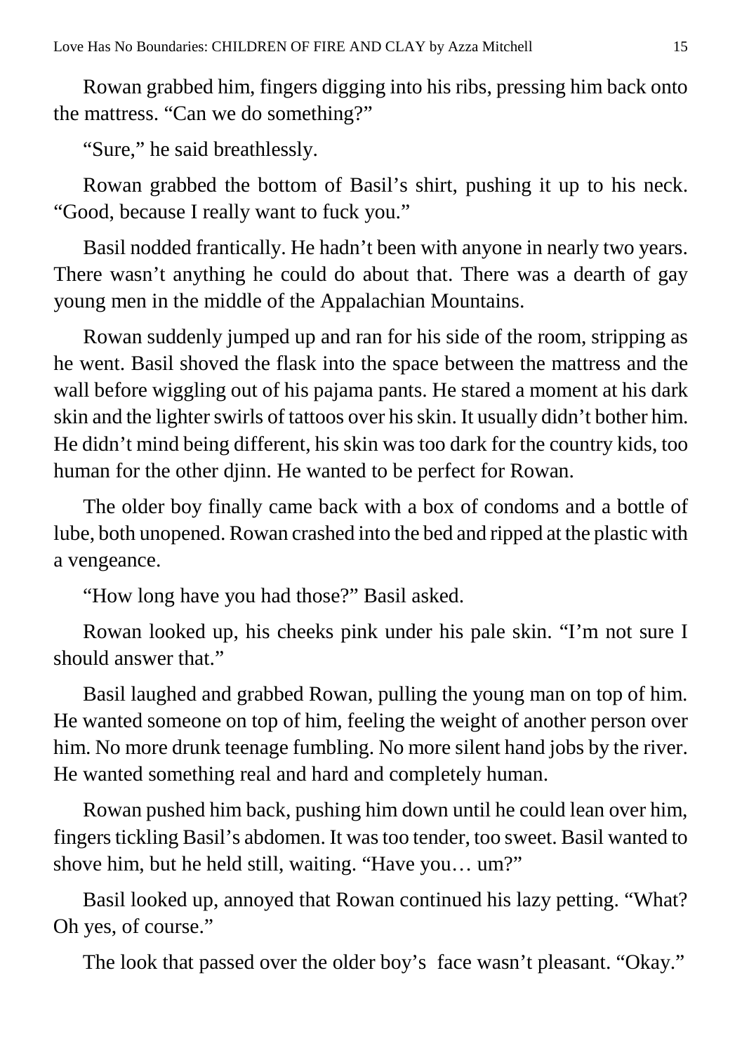Rowan grabbed him, fingers digging into his ribs, pressing him back onto the mattress. "Can we do something?"

"Sure," he said breathlessly.

Rowan grabbed the bottom of Basil's shirt, pushing it up to his neck. "Good, because I really want to fuck you."

Basil nodded frantically. He hadn't been with anyone in nearly two years. There wasn't anything he could do about that. There was a dearth of gay young men in the middle of the Appalachian Mountains.

Rowan suddenly jumped up and ran for his side of the room, stripping as he went. Basil shoved the flask into the space between the mattress and the wall before wiggling out of his pajama pants. He stared a moment at his dark skin and the lighter swirls of tattoos over his skin. It usually didn't bother him. He didn't mind being different, his skin was too dark for the country kids, too human for the other djinn. He wanted to be perfect for Rowan.

The older boy finally came back with a box of condoms and a bottle of lube, both unopened. Rowan crashed into the bed and ripped at the plastic with a vengeance.

"How long have you had those?" Basil asked.

Rowan looked up, his cheeks pink under his pale skin. "I'm not sure I should answer that."

Basil laughed and grabbed Rowan, pulling the young man on top of him. He wanted someone on top of him, feeling the weight of another person over him. No more drunk teenage fumbling. No more silent hand jobs by the river. He wanted something real and hard and completely human.

Rowan pushed him back, pushing him down until he could lean over him, fingers tickling Basil's abdomen. It was too tender, too sweet. Basil wanted to shove him, but he held still, waiting. "Have you… um?"

Basil looked up, annoyed that Rowan continued his lazy petting. "What? Oh yes, of course."

The look that passed over the older boy's face wasn't pleasant. "Okay."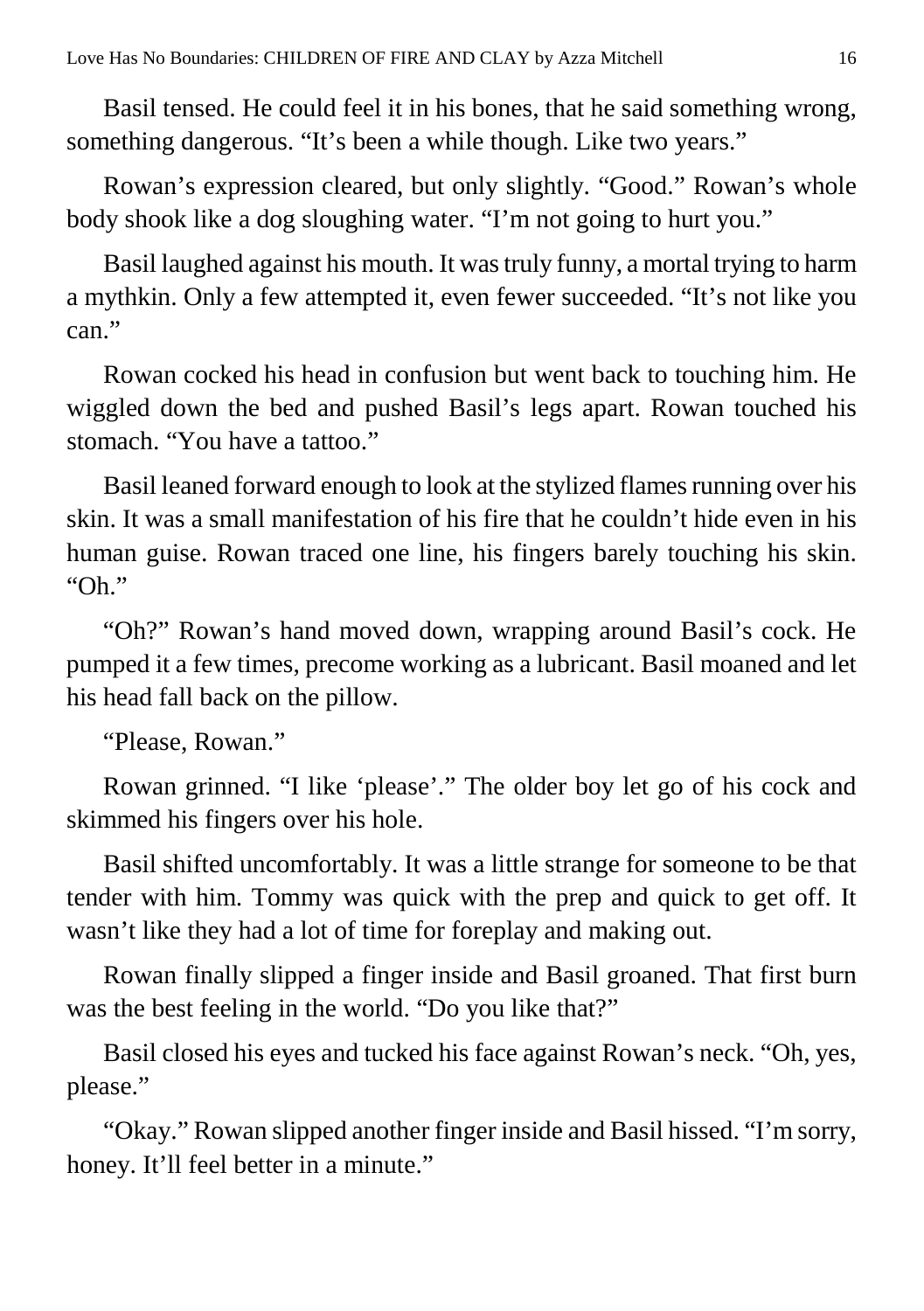Basil tensed. He could feel it in his bones, that he said something wrong, something dangerous. "It's been a while though. Like two years."

Rowan's expression cleared, but only slightly. "Good." Rowan's whole body shook like a dog sloughing water. "I'm not going to hurt you."

Basil laughed against his mouth. It was truly funny, a mortal trying to harm a mythkin. Only a few attempted it, even fewer succeeded. "It's not like you can."

Rowan cocked his head in confusion but went back to touching him. He wiggled down the bed and pushed Basil's legs apart. Rowan touched his stomach. "You have a tattoo."

Basil leaned forward enough to look at the stylized flames running over his skin. It was a small manifestation of his fire that he couldn't hide even in his human guise. Rowan traced one line, his fingers barely touching his skin. "Oh."

"Oh?" Rowan's hand moved down, wrapping around Basil's cock. He pumped it a few times, precome working as a lubricant. Basil moaned and let his head fall back on the pillow.

"Please, Rowan."

Rowan grinned. "I like 'please'." The older boy let go of his cock and skimmed his fingers over his hole.

Basil shifted uncomfortably. It was a little strange for someone to be that tender with him. Tommy was quick with the prep and quick to get off. It wasn't like they had a lot of time for foreplay and making out.

Rowan finally slipped a finger inside and Basil groaned. That first burn was the best feeling in the world. "Do you like that?"

Basil closed his eyes and tucked his face against Rowan's neck. "Oh, yes, please."

"Okay." Rowan slipped another finger inside and Basil hissed. "I'm sorry, honey. It'll feel better in a minute."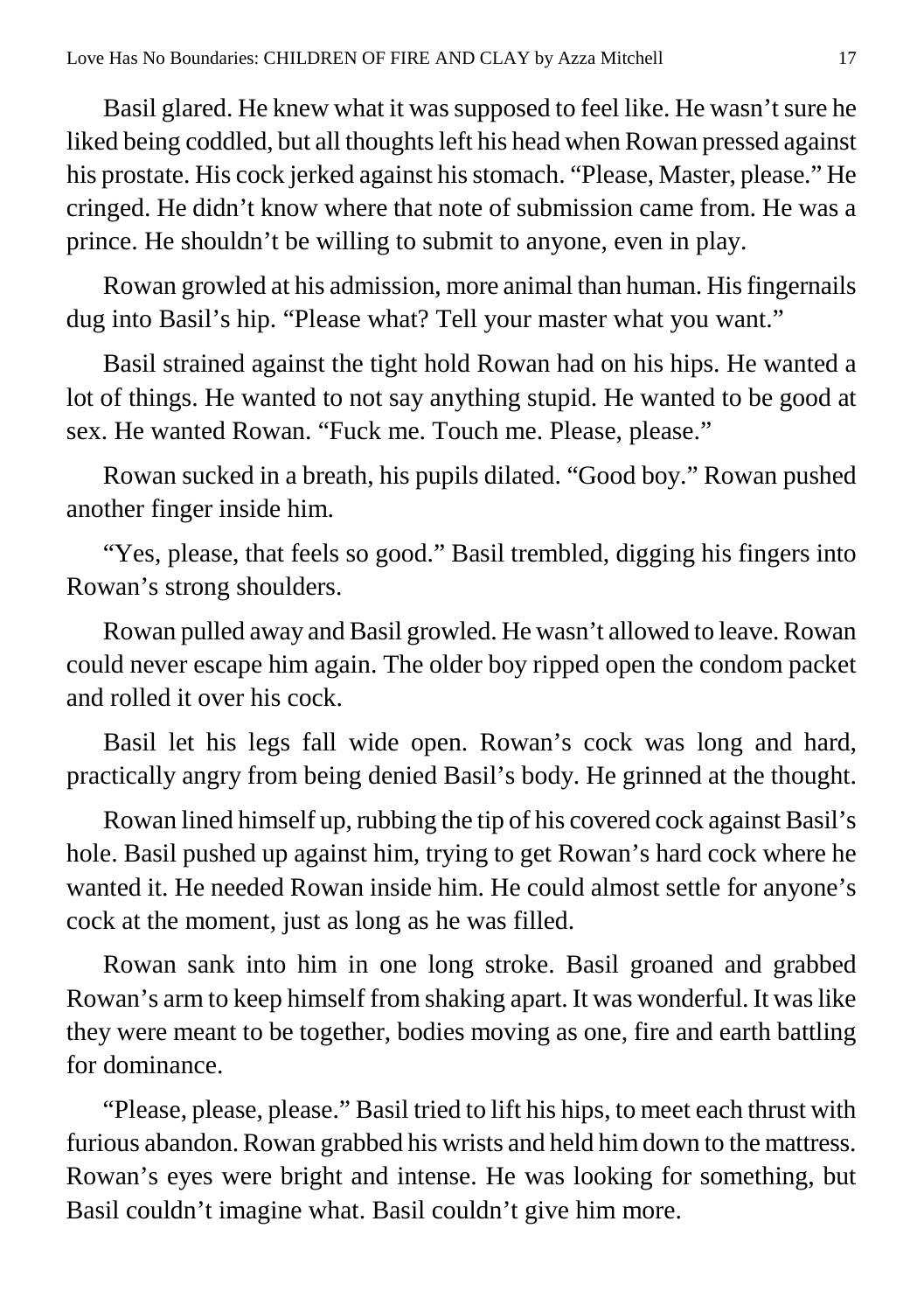Basil glared. He knew what it was supposed to feel like. He wasn't sure he liked being coddled, but all thoughts left his head when Rowan pressed against his prostate. His cock jerked against his stomach. "Please, Master, please." He cringed. He didn't know where that note of submission came from. He was a prince. He shouldn't be willing to submit to anyone, even in play.

Rowan growled at his admission, more animal than human. His fingernails dug into Basil's hip. "Please what? Tell your master what you want."

Basil strained against the tight hold Rowan had on his hips. He wanted a lot of things. He wanted to not say anything stupid. He wanted to be good at sex. He wanted Rowan. "Fuck me. Touch me. Please, please."

Rowan sucked in a breath, his pupils dilated. "Good boy." Rowan pushed another finger inside him.

"Yes, please, that feels so good." Basil trembled, digging his fingers into Rowan's strong shoulders.

Rowan pulled away and Basil growled. He wasn't allowed to leave. Rowan could never escape him again. The older boy ripped open the condom packet and rolled it over his cock.

Basil let his legs fall wide open. Rowan's cock was long and hard, practically angry from being denied Basil's body. He grinned at the thought.

Rowan lined himself up, rubbing the tip of his covered cock against Basil's hole. Basil pushed up against him, trying to get Rowan's hard cock where he wanted it. He needed Rowan inside him. He could almost settle for anyone's cock at the moment, just as long as he was filled.

Rowan sank into him in one long stroke. Basil groaned and grabbed Rowan's arm to keep himself from shaking apart. It was wonderful. It was like they were meant to be together, bodies moving as one, fire and earth battling for dominance.

"Please, please, please." Basil tried to lift his hips, to meet each thrust with furious abandon. Rowan grabbed his wrists and held him down to the mattress. Rowan's eyes were bright and intense. He was looking for something, but Basil couldn't imagine what. Basil couldn't give him more.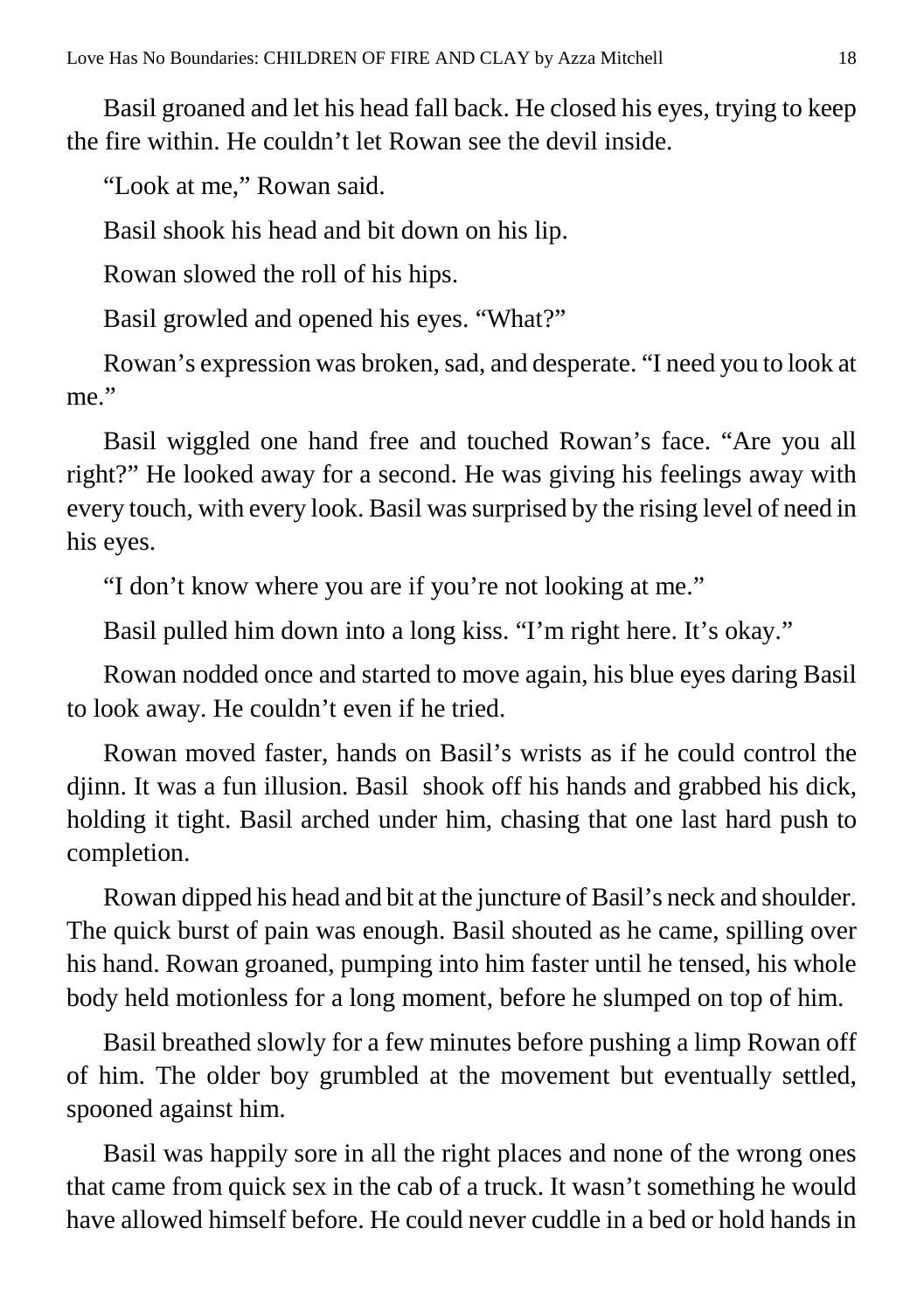Basil groaned and let his head fall back. He closed his eyes, trying to keep the fire within. He couldn't let Rowan see the devil inside.

"Look at me," Rowan said.

Basil shook his head and bit down on his lip.

Rowan slowed the roll of his hips.

Basil growled and opened his eyes. "What?"

Rowan's expression was broken, sad, and desperate. "I need you to look at me."

Basil wiggled one hand free and touched Rowan's face. "Are you all right?" He looked away for a second. He was giving his feelings away with every touch, with every look. Basil was surprised by the rising level of need in his eyes.

"I don't know where you are if you're not looking at me."

Basil pulled him down into a long kiss. "I'm right here. It's okay."

Rowan nodded once and started to move again, his blue eyes daring Basil to look away. He couldn't even if he tried.

Rowan moved faster, hands on Basil's wrists as if he could control the djinn. It was a fun illusion. Basil shook off his hands and grabbed his dick, holding it tight. Basil arched under him, chasing that one last hard push to completion.

Rowan dipped his head and bit at the juncture of Basil's neck and shoulder. The quick burst of pain was enough. Basil shouted as he came, spilling over his hand. Rowan groaned, pumping into him faster until he tensed, his whole body held motionless for a long moment, before he slumped on top of him.

Basil breathed slowly for a few minutes before pushing a limp Rowan off of him. The older boy grumbled at the movement but eventually settled, spooned against him.

Basil was happily sore in all the right places and none of the wrong ones that came from quick sex in the cab of a truck. It wasn't something he would have allowed himself before. He could never cuddle in a bed or hold hands in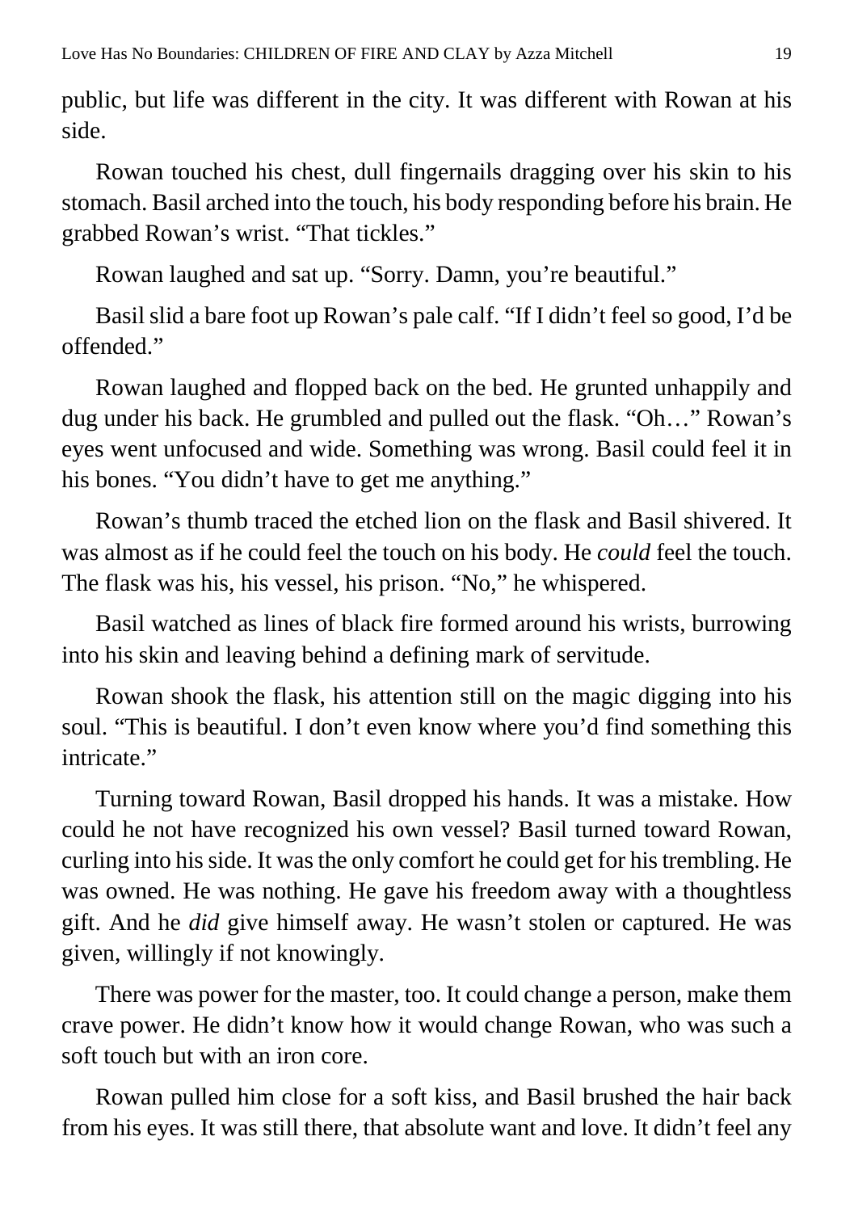public, but life was different in the city. It was different with Rowan at his side.

Rowan touched his chest, dull fingernails dragging over his skin to his stomach. Basil arched into the touch, his body responding before his brain. He grabbed Rowan's wrist. "That tickles."

Rowan laughed and sat up. "Sorry. Damn, you're beautiful."

Basil slid a bare foot up Rowan's pale calf. "If I didn't feel so good, I'd be offended."

Rowan laughed and flopped back on the bed. He grunted unhappily and dug under his back. He grumbled and pulled out the flask. "Oh…" Rowan's eyes went unfocused and wide. Something was wrong. Basil could feel it in his bones. "You didn't have to get me anything."

Rowan's thumb traced the etched lion on the flask and Basil shivered. It was almost as if he could feel the touch on his body. He *could* feel the touch. The flask was his, his vessel, his prison. "No," he whispered.

Basil watched as lines of black fire formed around his wrists, burrowing into his skin and leaving behind a defining mark of servitude.

Rowan shook the flask, his attention still on the magic digging into his soul. "This is beautiful. I don't even know where you'd find something this intricate."

Turning toward Rowan, Basil dropped his hands. It was a mistake. How could he not have recognized his own vessel? Basil turned toward Rowan, curling into his side. It was the only comfort he could get for his trembling. He was owned. He was nothing. He gave his freedom away with a thoughtless gift. And he *did* give himself away. He wasn't stolen or captured. He was given, willingly if not knowingly.

There was power for the master, too. It could change a person, make them crave power. He didn't know how it would change Rowan, who was such a soft touch but with an iron core.

Rowan pulled him close for a soft kiss, and Basil brushed the hair back from his eyes. It was still there, that absolute want and love. It didn't feel any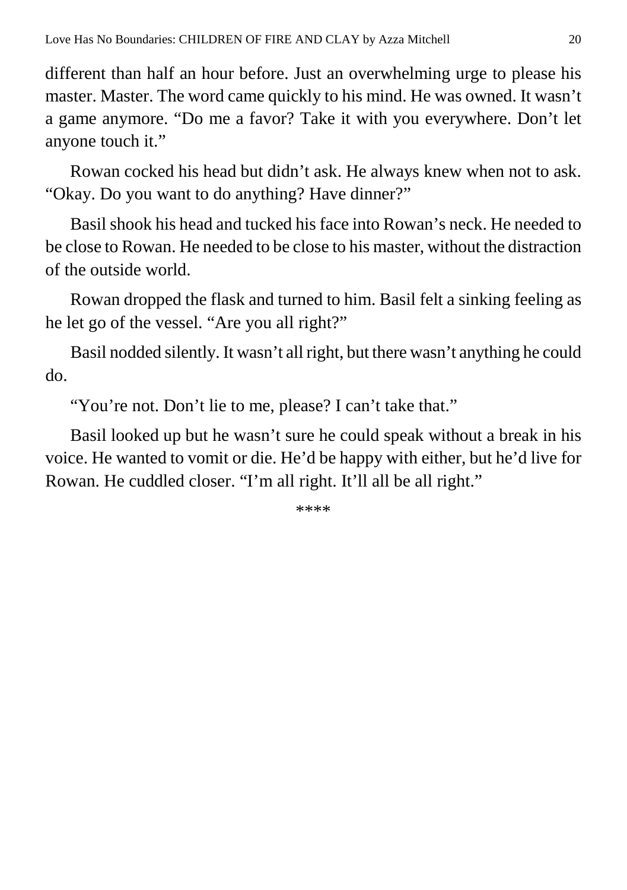different than half an hour before. Just an overwhelming urge to please his master. Master. The word came quickly to his mind. He was owned. It wasn't a game anymore. "Do me a favor? Take it with you everywhere. Don't let anyone touch it."

Rowan cocked his head but didn't ask. He always knew when not to ask. "Okay. Do you want to do anything? Have dinner?"

Basil shook his head and tucked his face into Rowan's neck. He needed to be close to Rowan. He needed to be close to his master, without the distraction of the outside world.

Rowan dropped the flask and turned to him. Basil felt a sinking feeling as he let go of the vessel. "Are you all right?"

Basil nodded silently. It wasn't all right, but there wasn't anything he could do.

"You're not. Don't lie to me, please? I can't take that."

Basil looked up but he wasn't sure he could speak without a break in his voice. He wanted to vomit or die. He'd be happy with either, but he'd live for Rowan. He cuddled closer. "I'm all right. It'll all be all right."

****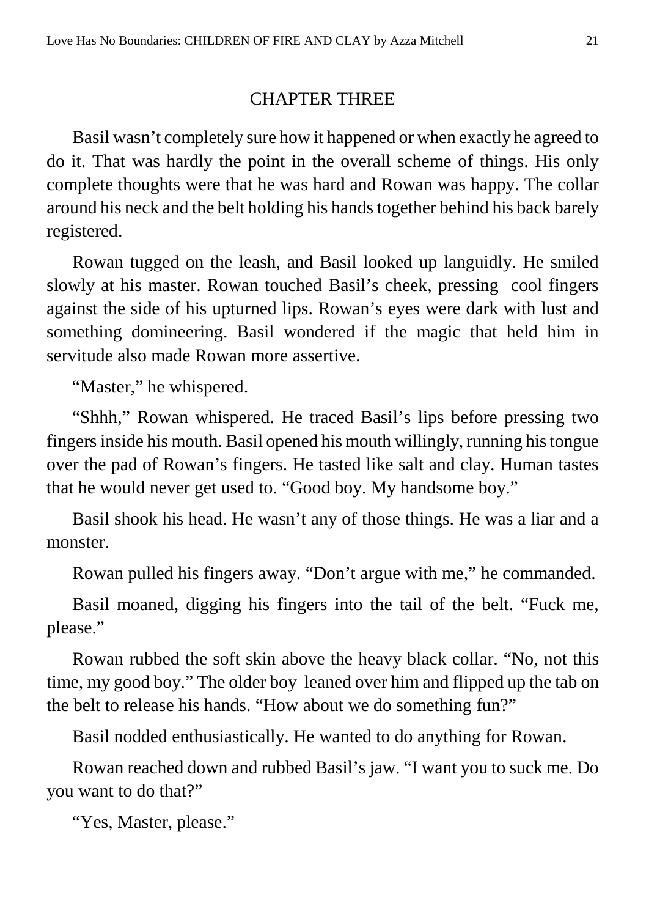## CHAPTER THREE

Basil wasn't completely sure how it happened or when exactly he agreed to do it. That was hardly the point in the overall scheme of things. His only complete thoughts were that he was hard and Rowan was happy. The collar around his neck and the belt holding his hands together behind his back barely registered.

Rowan tugged on the leash, and Basil looked up languidly. He smiled slowly at his master. Rowan touched Basil's cheek, pressing cool fingers against the side of his upturned lips. Rowan's eyes were dark with lust and something domineering. Basil wondered if the magic that held him in servitude also made Rowan more assertive.

"Master," he whispered.

"Shhh," Rowan whispered. He traced Basil's lips before pressing two fingers inside his mouth. Basil opened his mouth willingly, running his tongue over the pad of Rowan's fingers. He tasted like salt and clay. Human tastes that he would never get used to. "Good boy. My handsome boy."

Basil shook his head. He wasn't any of those things. He was a liar and a monster.

Rowan pulled his fingers away. "Don't argue with me," he commanded.

Basil moaned, digging his fingers into the tail of the belt. "Fuck me, please."

Rowan rubbed the soft skin above the heavy black collar. "No, not this time, my good boy." The older boy leaned over him and flipped up the tab on the belt to release his hands. "How about we do something fun?"

Basil nodded enthusiastically. He wanted to do anything for Rowan.

Rowan reached down and rubbed Basil's jaw. "I want you to suck me. Do you want to do that?"

"Yes, Master, please."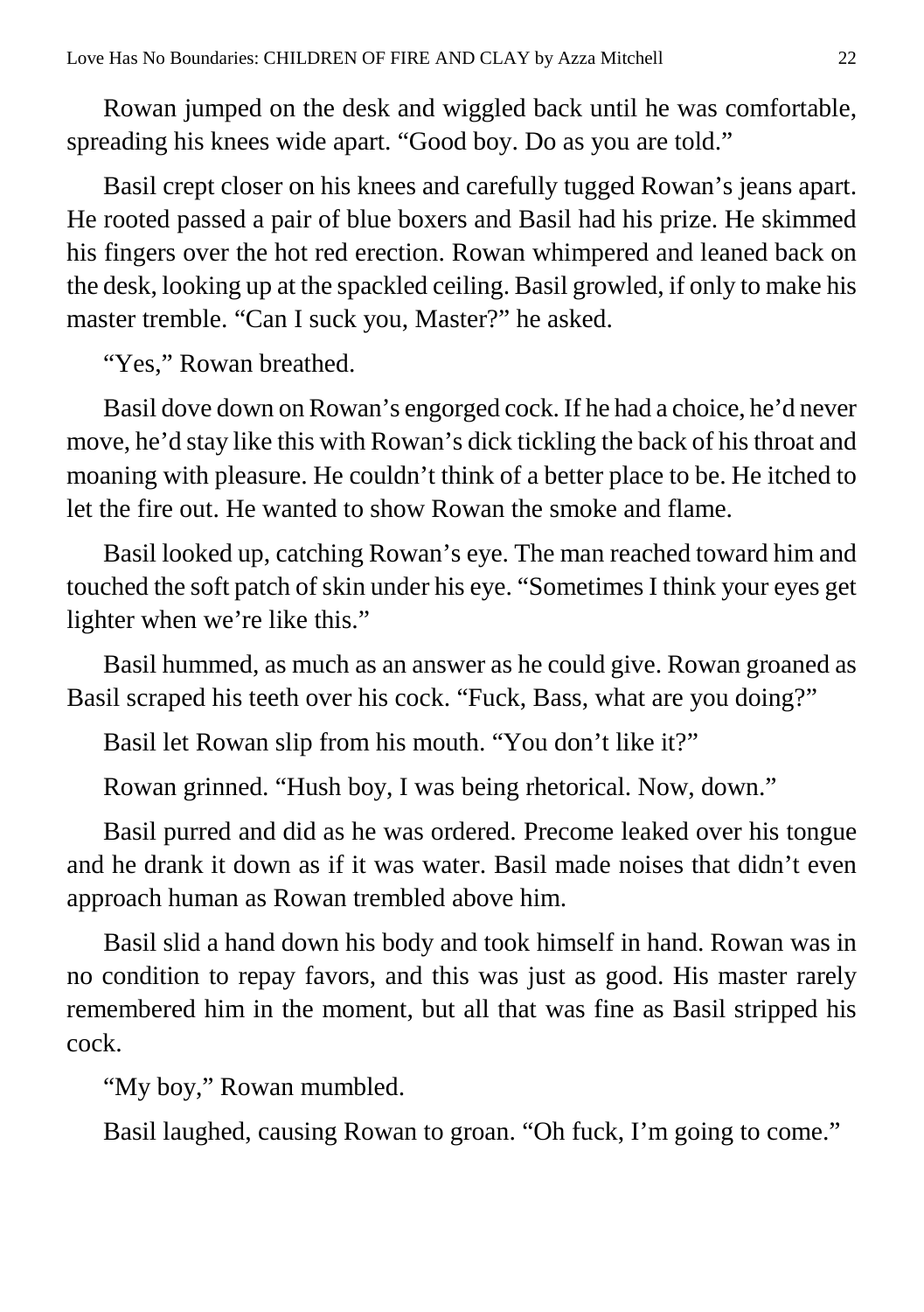Rowan jumped on the desk and wiggled back until he was comfortable, spreading his knees wide apart. "Good boy. Do as you are told."

Basil crept closer on his knees and carefully tugged Rowan's jeans apart. He rooted passed a pair of blue boxers and Basil had his prize. He skimmed his fingers over the hot red erection. Rowan whimpered and leaned back on the desk, looking up at the spackled ceiling. Basil growled, if only to make his master tremble. "Can I suck you, Master?" he asked.

"Yes," Rowan breathed.

Basil dove down on Rowan's engorged cock. If he had a choice, he'd never move, he'd stay like this with Rowan's dick tickling the back of his throat and moaning with pleasure. He couldn't think of a better place to be. He itched to let the fire out. He wanted to show Rowan the smoke and flame.

Basil looked up, catching Rowan's eye. The man reached toward him and touched the soft patch of skin under his eye. "Sometimes I think your eyes get lighter when we're like this."

Basil hummed, as much as an answer as he could give. Rowan groaned as Basil scraped his teeth over his cock. "Fuck, Bass, what are you doing?"

Basil let Rowan slip from his mouth. "You don't like it?"

Rowan grinned. "Hush boy, I was being rhetorical. Now, down."

Basil purred and did as he was ordered. Precome leaked over his tongue and he drank it down as if it was water. Basil made noises that didn't even approach human as Rowan trembled above him.

Basil slid a hand down his body and took himself in hand. Rowan was in no condition to repay favors, and this was just as good. His master rarely remembered him in the moment, but all that was fine as Basil stripped his cock.

"My boy," Rowan mumbled.

Basil laughed, causing Rowan to groan. "Oh fuck, I'm going to come."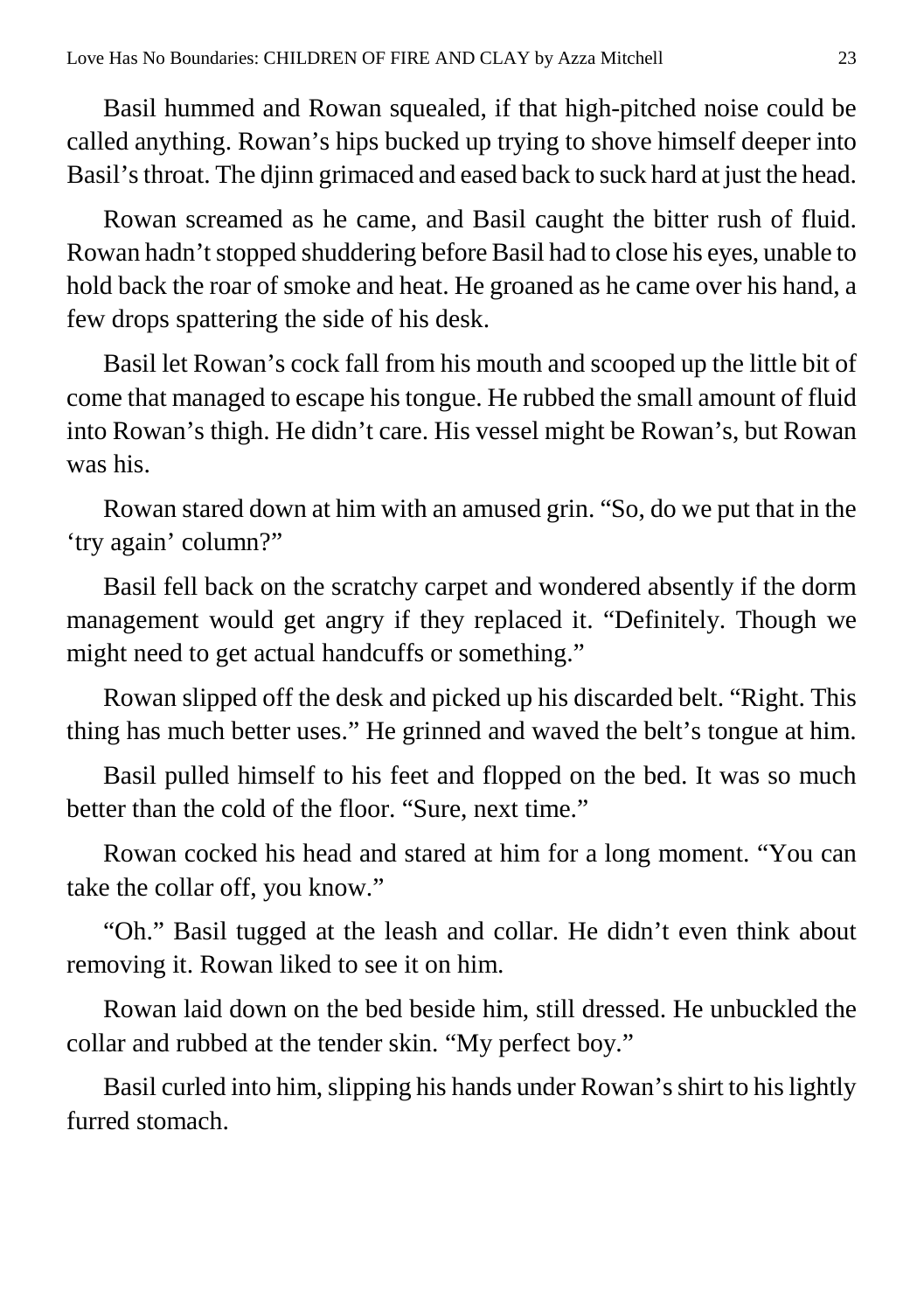Basil hummed and Rowan squealed, if that high-pitched noise could be called anything. Rowan's hips bucked up trying to shove himself deeper into Basil's throat. The djinn grimaced and eased back to suck hard at just the head.

Rowan screamed as he came, and Basil caught the bitter rush of fluid. Rowan hadn't stopped shuddering before Basil had to close his eyes, unable to hold back the roar of smoke and heat. He groaned as he came over his hand, a few drops spattering the side of his desk.

Basil let Rowan's cock fall from his mouth and scooped up the little bit of come that managed to escape his tongue. He rubbed the small amount of fluid into Rowan's thigh. He didn't care. His vessel might be Rowan's, but Rowan was his.

Rowan stared down at him with an amused grin. "So, do we put that in the 'try again' column?"

Basil fell back on the scratchy carpet and wondered absently if the dorm management would get angry if they replaced it. "Definitely. Though we might need to get actual handcuffs or something."

Rowan slipped off the desk and picked up his discarded belt. "Right. This thing has much better uses." He grinned and waved the belt's tongue at him.

Basil pulled himself to his feet and flopped on the bed. It was so much better than the cold of the floor. "Sure, next time."

Rowan cocked his head and stared at him for a long moment. "You can take the collar off, you know."

"Oh." Basil tugged at the leash and collar. He didn't even think about removing it. Rowan liked to see it on him.

Rowan laid down on the bed beside him, still dressed. He unbuckled the collar and rubbed at the tender skin. "My perfect boy."

Basil curled into him, slipping his hands under Rowan's shirt to his lightly furred stomach.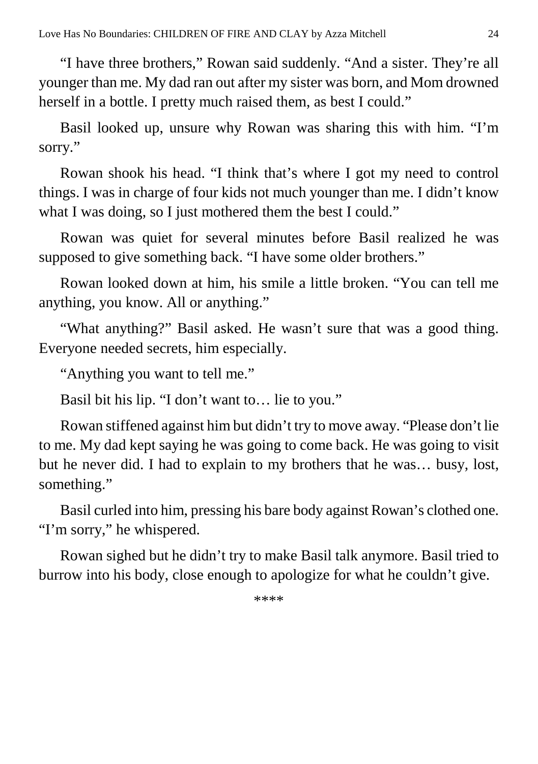"I have three brothers," Rowan said suddenly. "And a sister. They're all younger than me. My dad ran out after my sister was born, and Mom drowned herself in a bottle. I pretty much raised them, as best I could."

Basil looked up, unsure why Rowan was sharing this with him. "I'm sorry."

Rowan shook his head. "I think that's where I got my need to control things. I was in charge of four kids not much younger than me. I didn't know what I was doing, so I just mothered them the best I could."

Rowan was quiet for several minutes before Basil realized he was supposed to give something back. "I have some older brothers."

Rowan looked down at him, his smile a little broken. "You can tell me anything, you know. All or anything."

"What anything?" Basil asked. He wasn't sure that was a good thing. Everyone needed secrets, him especially.

"Anything you want to tell me."

Basil bit his lip. "I don't want to… lie to you."

Rowan stiffened against him but didn't try to move away. "Please don't lie to me. My dad kept saying he was going to come back. He was going to visit but he never did. I had to explain to my brothers that he was… busy, lost, something."

Basil curled into him, pressing his bare body against Rowan's clothed one. "I'm sorry," he whispered.

Rowan sighed but he didn't try to make Basil talk anymore. Basil tried to burrow into his body, close enough to apologize for what he couldn't give.

****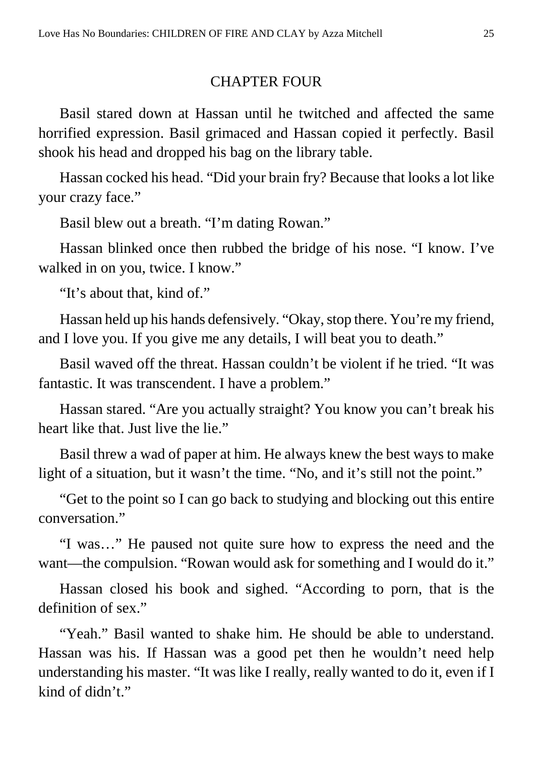## CHAPTER FOUR

Basil stared down at Hassan until he twitched and affected the same horrified expression. Basil grimaced and Hassan copied it perfectly. Basil shook his head and dropped his bag on the library table.

Hassan cocked his head. "Did your brain fry? Because that looks a lot like your crazy face."

Basil blew out a breath. "I'm dating Rowan."

Hassan blinked once then rubbed the bridge of his nose. "I know. I've walked in on you, twice. I know."

"It's about that, kind of."

Hassan held up his hands defensively. "Okay, stop there. You're my friend, and I love you. If you give me any details, I will beat you to death."

Basil waved off the threat. Hassan couldn't be violent if he tried. "It was fantastic. It was transcendent. I have a problem."

Hassan stared. "Are you actually straight? You know you can't break his heart like that. Just live the lie."

Basil threw a wad of paper at him. He always knew the best ways to make light of a situation, but it wasn't the time. "No, and it's still not the point."

"Get to the point so I can go back to studying and blocking out this entire conversation."

"I was…" He paused not quite sure how to express the need and the want—the compulsion. "Rowan would ask for something and I would do it."

Hassan closed his book and sighed. "According to porn, that is the definition of sex."

"Yeah." Basil wanted to shake him. He should be able to understand. Hassan was his. If Hassan was a good pet then he wouldn't need help understanding his master. "It was like I really, really wanted to do it, even if I kind of didn't."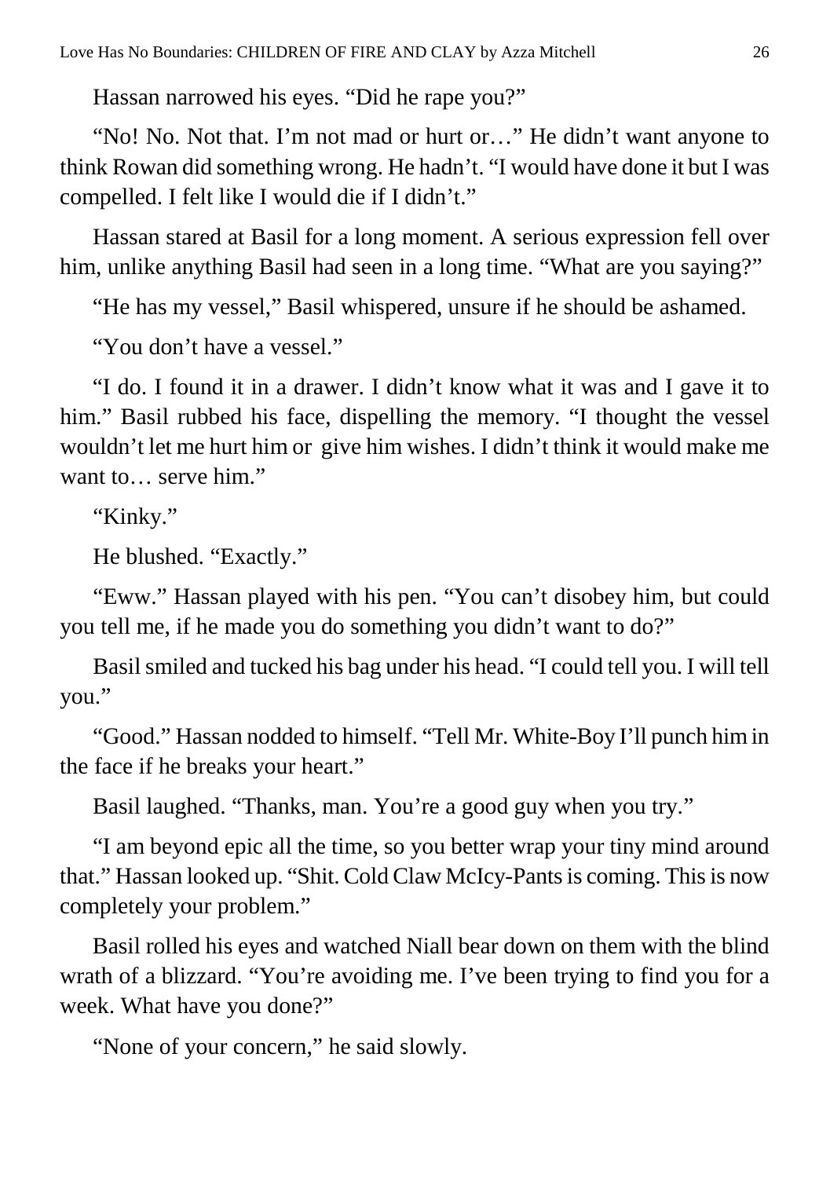Hassan narrowed his eyes. "Did he rape you?"

"No! No. Not that. I'm not mad or hurt or…" He didn't want anyone to think Rowan did something wrong. He hadn't. "I would have done it but I was compelled. I felt like I would die if I didn't."

Hassan stared at Basil for a long moment. A serious expression fell over him, unlike anything Basil had seen in a long time. "What are you saying?"

"He has my vessel," Basil whispered, unsure if he should be ashamed.

"You don't have a vessel."

"I do. I found it in a drawer. I didn't know what it was and I gave it to him." Basil rubbed his face, dispelling the memory. "I thought the vessel wouldn't let me hurt him or give him wishes. I didn't think it would make me want to… serve him."

"Kinky."

He blushed. "Exactly."

"Eww." Hassan played with his pen. "You can't disobey him, but could you tell me, if he made you do something you didn't want to do?"

Basil smiled and tucked his bag under his head. "I could tell you. I will tell you."

"Good." Hassan nodded to himself. "Tell Mr. White-Boy I'll punch him in the face if he breaks your heart."

Basil laughed. "Thanks, man. You're a good guy when you try."

"I am beyond epic all the time, so you better wrap your tiny mind around that." Hassan looked up. "Shit. Cold Claw McIcy-Pants is coming. This is now completely your problem."

Basil rolled his eyes and watched Niall bear down on them with the blind wrath of a blizzard. "You're avoiding me. I've been trying to find you for a week. What have you done?"

"None of your concern," he said slowly.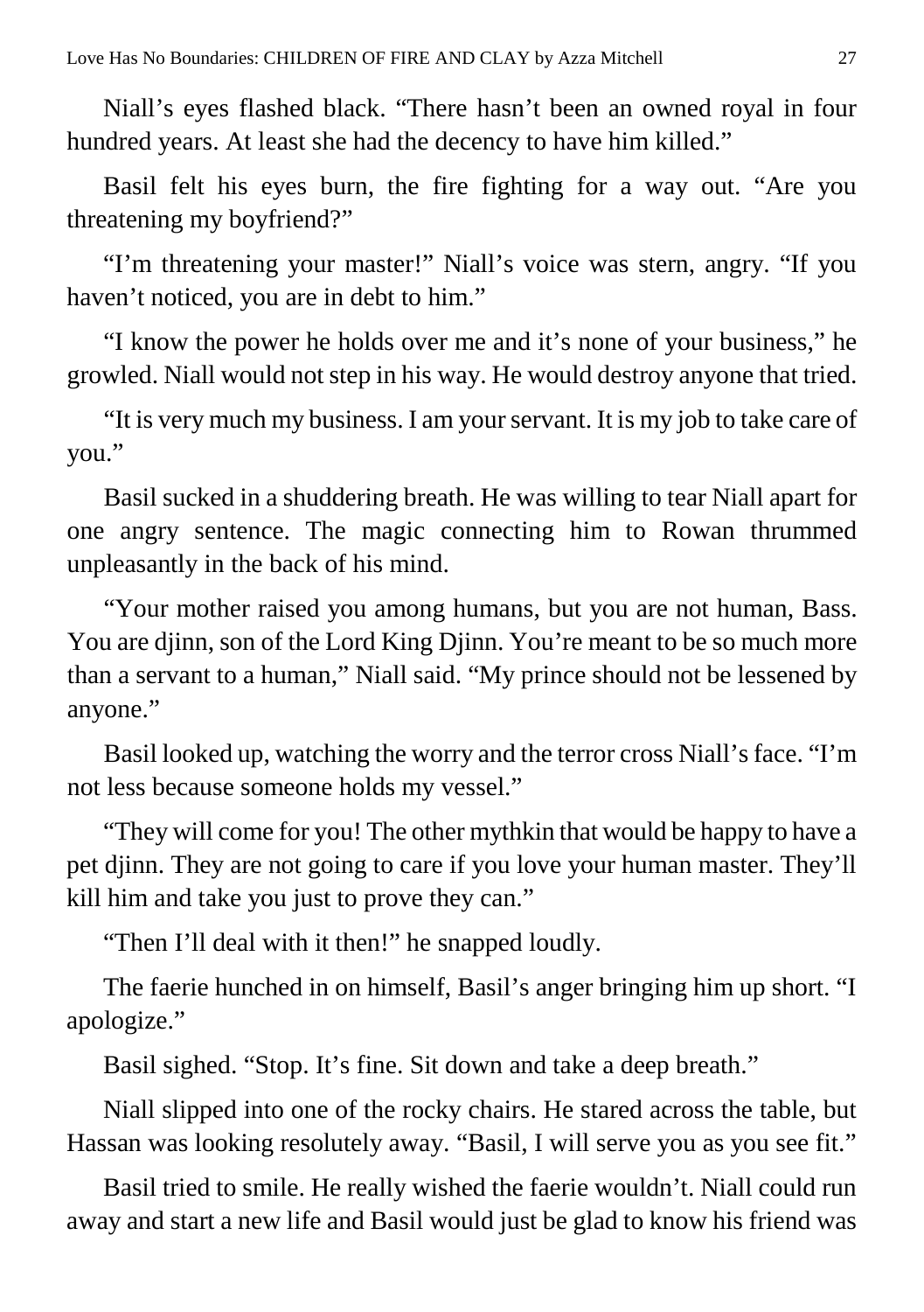Niall's eyes flashed black. "There hasn't been an owned royal in four hundred years. At least she had the decency to have him killed."

Basil felt his eyes burn, the fire fighting for a way out. "Are you threatening my boyfriend?"

"I'm threatening your master!" Niall's voice was stern, angry. "If you haven't noticed, you are in debt to him."

"I know the power he holds over me and it's none of your business," he growled. Niall would not step in his way. He would destroy anyone that tried.

"It is very much my business. I am your servant. It is my job to take care of you."

Basil sucked in a shuddering breath. He was willing to tear Niall apart for one angry sentence. The magic connecting him to Rowan thrummed unpleasantly in the back of his mind.

"Your mother raised you among humans, but you are not human, Bass. You are djinn, son of the Lord King Djinn. You're meant to be so much more than a servant to a human," Niall said. "My prince should not be lessened by anyone."

Basil looked up, watching the worry and the terror cross Niall's face. "I'm not less because someone holds my vessel."

"They will come for you! The other mythkin that would be happy to have a pet djinn. They are not going to care if you love your human master. They'll kill him and take you just to prove they can."

"Then I'll deal with it then!" he snapped loudly.

The faerie hunched in on himself, Basil's anger bringing him up short. "I apologize."

Basil sighed. "Stop. It's fine. Sit down and take a deep breath."

Niall slipped into one of the rocky chairs. He stared across the table, but Hassan was looking resolutely away. "Basil, I will serve you as you see fit."

Basil tried to smile. He really wished the faerie wouldn't. Niall could run away and start a new life and Basil would just be glad to know his friend was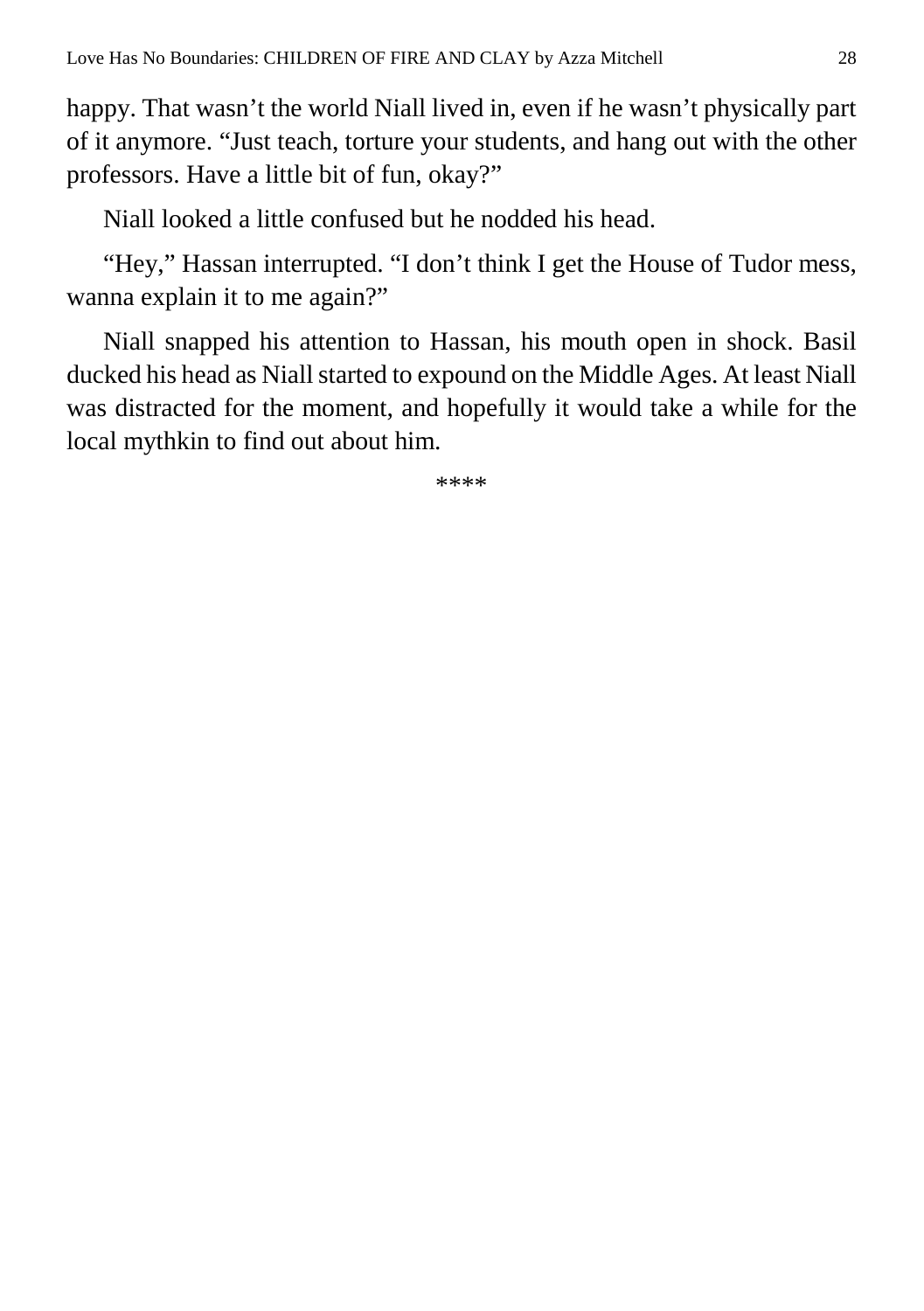happy. That wasn't the world Niall lived in, even if he wasn't physically part of it anymore. "Just teach, torture your students, and hang out with the other professors. Have a little bit of fun, okay?"

Niall looked a little confused but he nodded his head.

"Hey," Hassan interrupted. "I don't think I get the House of Tudor mess, wanna explain it to me again?"

Niall snapped his attention to Hassan, his mouth open in shock. Basil ducked his head as Niall started to expound on the Middle Ages. At least Niall was distracted for the moment, and hopefully it would take a while for the local mythkin to find out about him.

****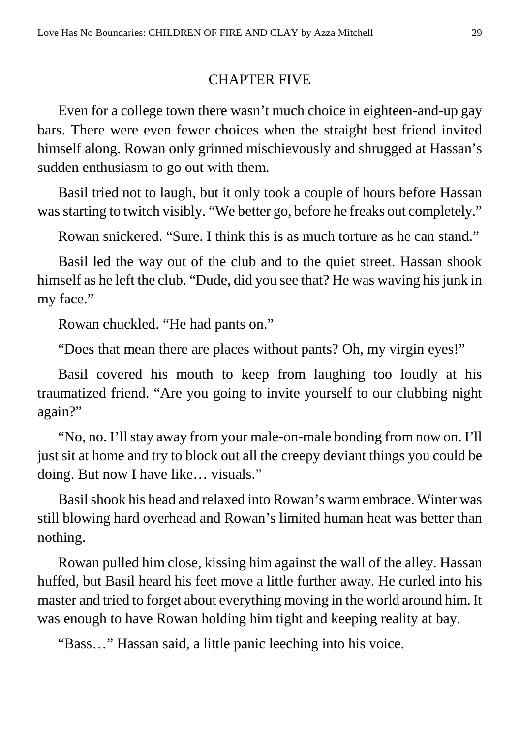# CHAPTER FIVE

Even for a college town there wasn't much choice in eighteen-and-up gay bars. There were even fewer choices when the straight best friend invited himself along. Rowan only grinned mischievously and shrugged at Hassan's sudden enthusiasm to go out with them.

Basil tried not to laugh, but it only took a couple of hours before Hassan was starting to twitch visibly. "We better go, before he freaks out completely."

Rowan snickered. "Sure. I think this is as much torture as he can stand."

Basil led the way out of the club and to the quiet street. Hassan shook himself as he left the club. "Dude, did you see that? He was waving his junk in my face."

Rowan chuckled. "He had pants on."

"Does that mean there are places without pants? Oh, my virgin eyes!"

Basil covered his mouth to keep from laughing too loudly at his traumatized friend. "Are you going to invite yourself to our clubbing night again?"

"No, no. I'll stay away from your male-on-male bonding from now on. I'll just sit at home and try to block out all the creepy deviant things you could be doing. But now I have like… visuals."

Basil shook his head and relaxed into Rowan's warm embrace. Winter was still blowing hard overhead and Rowan's limited human heat was better than nothing.

Rowan pulled him close, kissing him against the wall of the alley. Hassan huffed, but Basil heard his feet move a little further away. He curled into his master and tried to forget about everything moving in the world around him. It was enough to have Rowan holding him tight and keeping reality at bay.

"Bass…" Hassan said, a little panic leeching into his voice.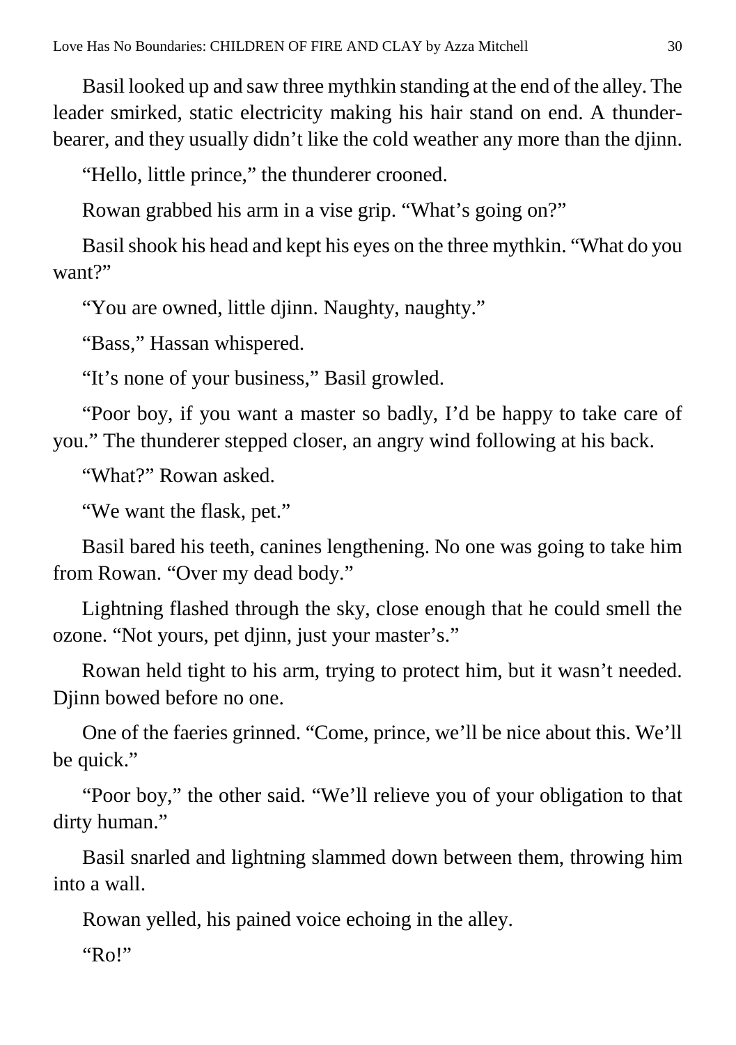Basil looked up and saw three mythkin standing at the end of the alley. The leader smirked, static electricity making his hair stand on end. A thunder-bearer, and they usually didn't like the cold weather any more than the djinn.

"Hello, little prince," the thunderer crooned.

Rowan grabbed his arm in a vise grip. "What's going on?"

Basil shook his head and kept his eyes on the three mythkin. "What do you want?"

"You are owned, little djinn. Naughty, naughty."

"Bass," Hassan whispered.

"It's none of your business," Basil growled.

"Poor boy, if you want a master so badly, I'd be happy to take care of you." The thunderer stepped closer, an angry wind following at his back.

"What?" Rowan asked.

"We want the flask, pet."

Basil bared his teeth, canines lengthening. No one was going to take him from Rowan. "Over my dead body."

Lightning flashed through the sky, close enough that he could smell the ozone. "Not yours, pet djinn, just your master's."

Rowan held tight to his arm, trying to protect him, but it wasn't needed. Djinn bowed before no one.

One of the faeries grinned. "Come, prince, we'll be nice about this. We'll be quick."

"Poor boy," the other said. "We'll relieve you of your obligation to that dirty human."

Basil snarled and lightning slammed down between them, throwing him into a wall.

Rowan yelled, his pained voice echoing in the alley.

"Ro!"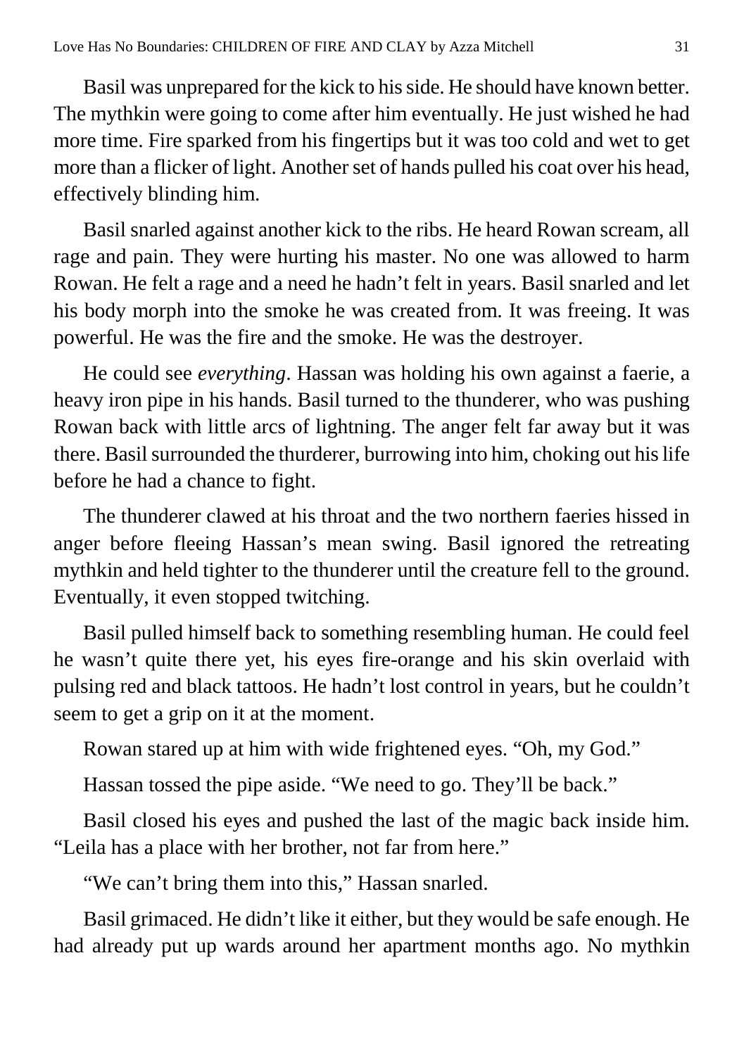Basil was unprepared for the kick to his side. He should have known better. The mythkin were going to come after him eventually. He just wished he had more time. Fire sparked from his fingertips but it was too cold and wet to get more than a flicker of light. Another set of hands pulled his coat over his head, effectively blinding him.

Basil snarled against another kick to the ribs. He heard Rowan scream, all rage and pain. They were hurting his master. No one was allowed to harm Rowan. He felt a rage and a need he hadn't felt in years. Basil snarled and let his body morph into the smoke he was created from. It was freeing. It was powerful. He was the fire and the smoke. He was the destroyer.

He could see *everything*. Hassan was holding his own against a faerie, a heavy iron pipe in his hands. Basil turned to the thunderer, who was pushing Rowan back with little arcs of lightning. The anger felt far away but it was there. Basil surrounded the thurderer, burrowing into him, choking out his life before he had a chance to fight.

The thunderer clawed at his throat and the two northern faeries hissed in anger before fleeing Hassan's mean swing. Basil ignored the retreating mythkin and held tighter to the thunderer until the creature fell to the ground. Eventually, it even stopped twitching.

Basil pulled himself back to something resembling human. He could feel he wasn't quite there yet, his eyes fire-orange and his skin overlaid with pulsing red and black tattoos. He hadn't lost control in years, but he couldn't seem to get a grip on it at the moment.

Rowan stared up at him with wide frightened eyes. "Oh, my God."

Hassan tossed the pipe aside. "We need to go. They'll be back."

Basil closed his eyes and pushed the last of the magic back inside him. "Leila has a place with her brother, not far from here."

"We can't bring them into this," Hassan snarled.

Basil grimaced. He didn't like it either, but they would be safe enough. He had already put up wards around her apartment months ago. No mythkin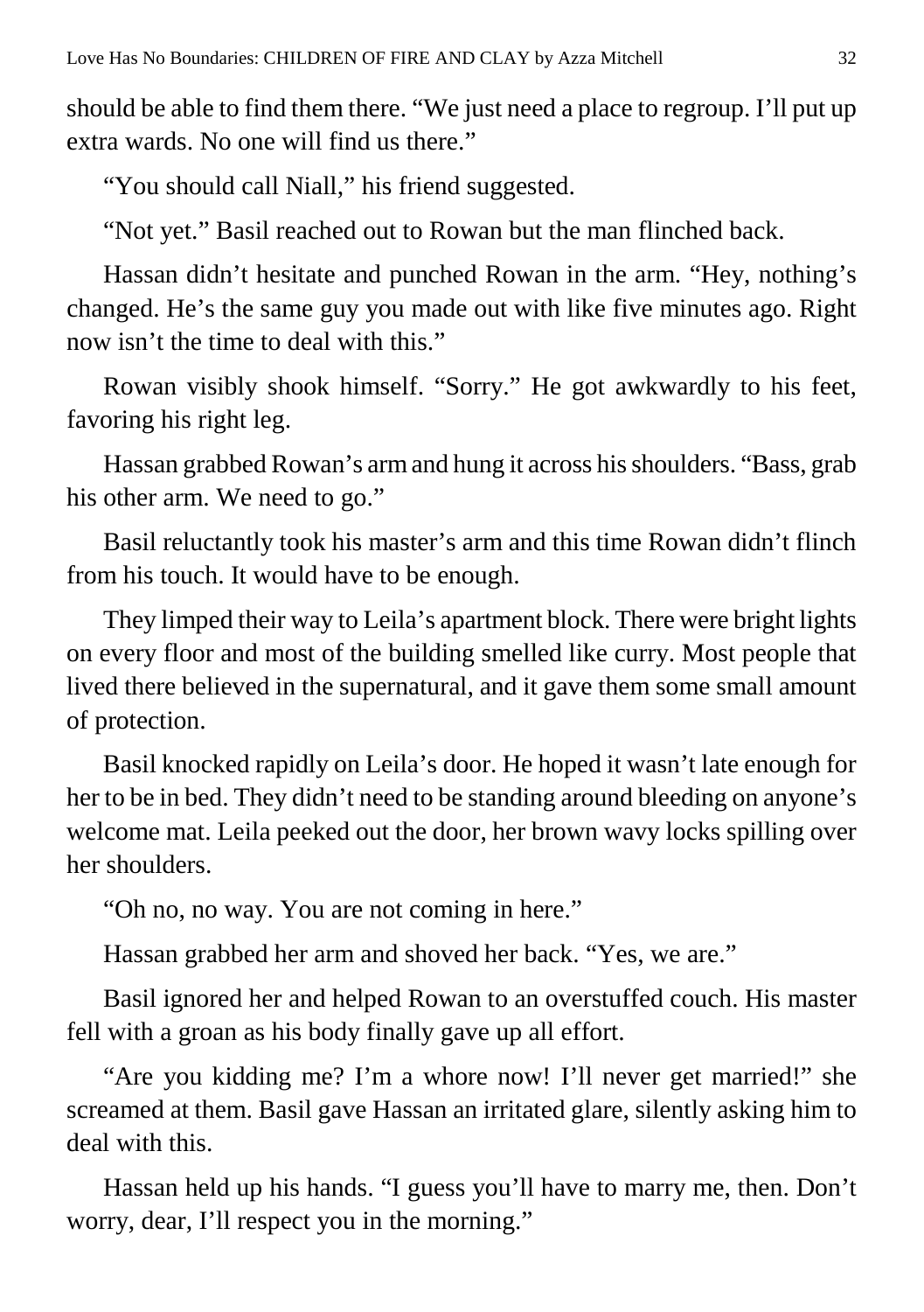should be able to find them there. "We just need a place to regroup. I'll put up extra wards. No one will find us there."

"You should call Niall," his friend suggested.

"Not yet." Basil reached out to Rowan but the man flinched back.

Hassan didn't hesitate and punched Rowan in the arm. "Hey, nothing's changed. He's the same guy you made out with like five minutes ago. Right now isn't the time to deal with this."

Rowan visibly shook himself. "Sorry." He got awkwardly to his feet, favoring his right leg.

Hassan grabbed Rowan's arm and hung it across his shoulders. "Bass, grab his other arm. We need to go."

Basil reluctantly took his master's arm and this time Rowan didn't flinch from his touch. It would have to be enough.

They limped their way to Leila's apartment block. There were bright lights on every floor and most of the building smelled like curry. Most people that lived there believed in the supernatural, and it gave them some small amount of protection.

Basil knocked rapidly on Leila's door. He hoped it wasn't late enough for her to be in bed. They didn't need to be standing around bleeding on anyone's welcome mat. Leila peeked out the door, her brown wavy locks spilling over her shoulders.

"Oh no, no way. You are not coming in here."

Hassan grabbed her arm and shoved her back. "Yes, we are."

Basil ignored her and helped Rowan to an overstuffed couch. His master fell with a groan as his body finally gave up all effort.

"Are you kidding me? I'm a whore now! I'll never get married!" she screamed at them. Basil gave Hassan an irritated glare, silently asking him to deal with this.

Hassan held up his hands. "I guess you'll have to marry me, then. Don't worry, dear, I'll respect you in the morning."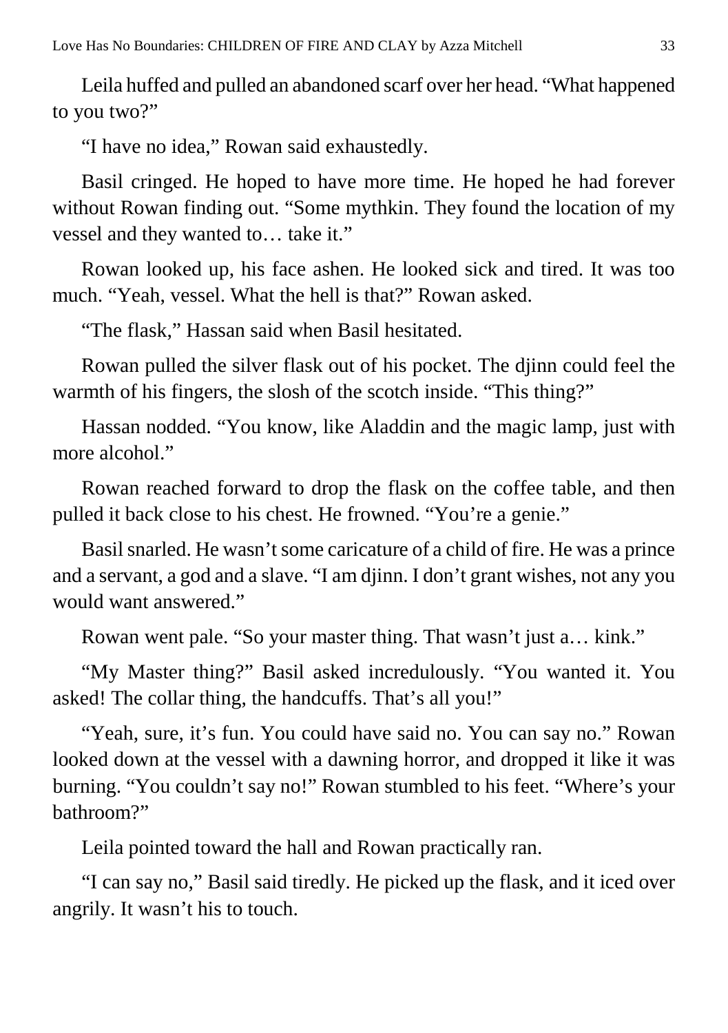Leila huffed and pulled an abandoned scarf over her head. "What happened to you two?"

"I have no idea," Rowan said exhaustedly.

Basil cringed. He hoped to have more time. He hoped he had forever without Rowan finding out. "Some mythkin. They found the location of my vessel and they wanted to… take it."

Rowan looked up, his face ashen. He looked sick and tired. It was too much. "Yeah, vessel. What the hell is that?" Rowan asked.

"The flask," Hassan said when Basil hesitated.

Rowan pulled the silver flask out of his pocket. The djinn could feel the warmth of his fingers, the slosh of the scotch inside. "This thing?"

Hassan nodded. "You know, like Aladdin and the magic lamp, just with more alcohol."

Rowan reached forward to drop the flask on the coffee table, and then pulled it back close to his chest. He frowned. "You're a genie."

Basil snarled. He wasn't some caricature of a child of fire. He was a prince and a servant, a god and a slave. "I am djinn. I don't grant wishes, not any you would want answered."

Rowan went pale. "So your master thing. That wasn't just a… kink."

"My Master thing?" Basil asked incredulously. "You wanted it. You asked! The collar thing, the handcuffs. That's all you!"

"Yeah, sure, it's fun. You could have said no. You can say no." Rowan looked down at the vessel with a dawning horror, and dropped it like it was burning. "You couldn't say no!" Rowan stumbled to his feet. "Where's your bathroom?"

Leila pointed toward the hall and Rowan practically ran.

"I can say no," Basil said tiredly. He picked up the flask, and it iced over angrily. It wasn't his to touch.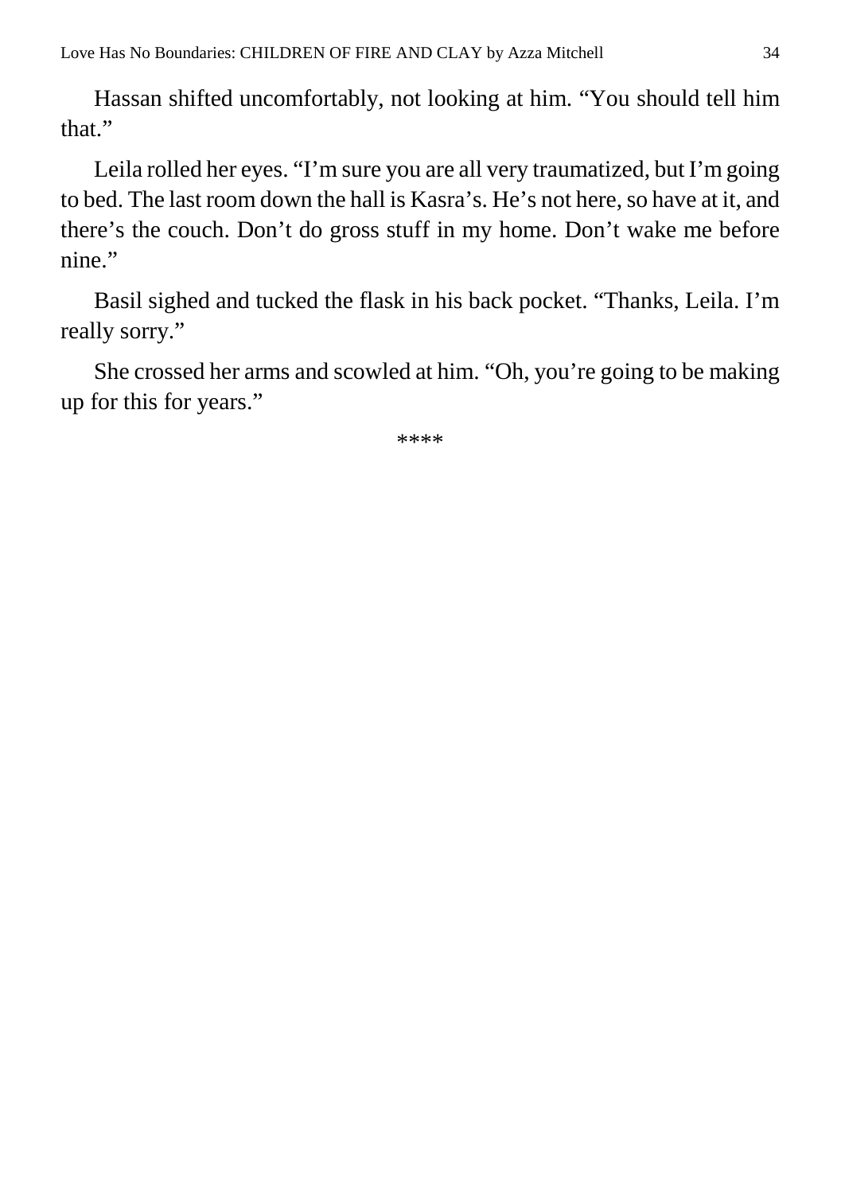Hassan shifted uncomfortably, not looking at him. “You should tell him that.”

Leila rolled her eyes. “I’m sure you are all very traumatized, but I’m going to bed. The last room down the hall is Kasra’s. He’s not here, so have at it, and there’s the couch. Don’t do gross stuff in my home. Don’t wake me before nine.”

Basil sighed and tucked the flask in his back pocket. “Thanks, Leila. I’m really sorry.”

She crossed her arms and scowled at him. “Oh, you’re going to be making up for this for years.”

****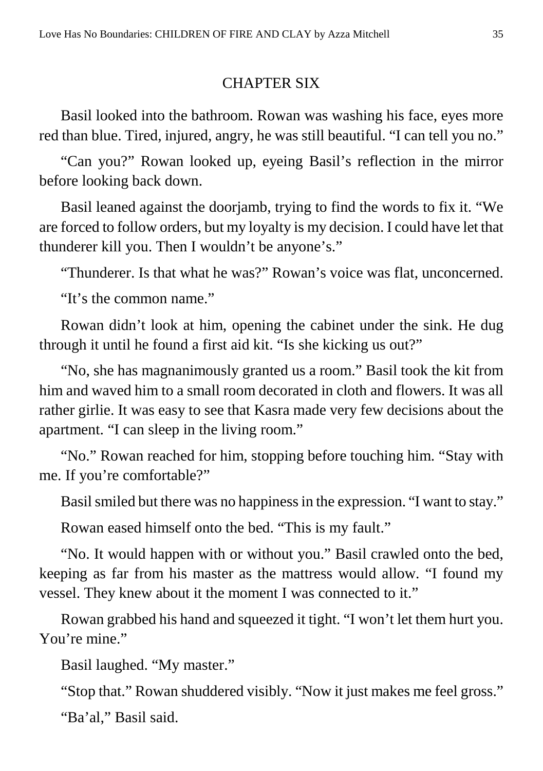## CHAPTER SIX

Basil looked into the bathroom. Rowan was washing his face, eyes more red than blue. Tired, injured, angry, he was still beautiful. "I can tell you no."

"Can you?" Rowan looked up, eyeing Basil's reflection in the mirror before looking back down.

Basil leaned against the doorjamb, trying to find the words to fix it. "We are forced to follow orders, but my loyalty is my decision. I could have let that thunderer kill you. Then I wouldn't be anyone's."

"Thunderer. Is that what he was?" Rowan's voice was flat, unconcerned.

"It's the common name."

Rowan didn't look at him, opening the cabinet under the sink. He dug through it until he found a first aid kit. "Is she kicking us out?"

"No, she has magnanimously granted us a room." Basil took the kit from him and waved him to a small room decorated in cloth and flowers. It was all rather girlie. It was easy to see that Kasra made very few decisions about the apartment. "I can sleep in the living room."

"No." Rowan reached for him, stopping before touching him. "Stay with me. If you're comfortable?"

Basil smiled but there was no happiness in the expression. "I want to stay."

Rowan eased himself onto the bed. "This is my fault."

"No. It would happen with or without you." Basil crawled onto the bed, keeping as far from his master as the mattress would allow. "I found my vessel. They knew about it the moment I was connected to it."

Rowan grabbed his hand and squeezed it tight. "I won't let them hurt you. You're mine."

Basil laughed. "My master."

"Stop that." Rowan shuddered visibly. "Now it just makes me feel gross."

"Ba'al," Basil said.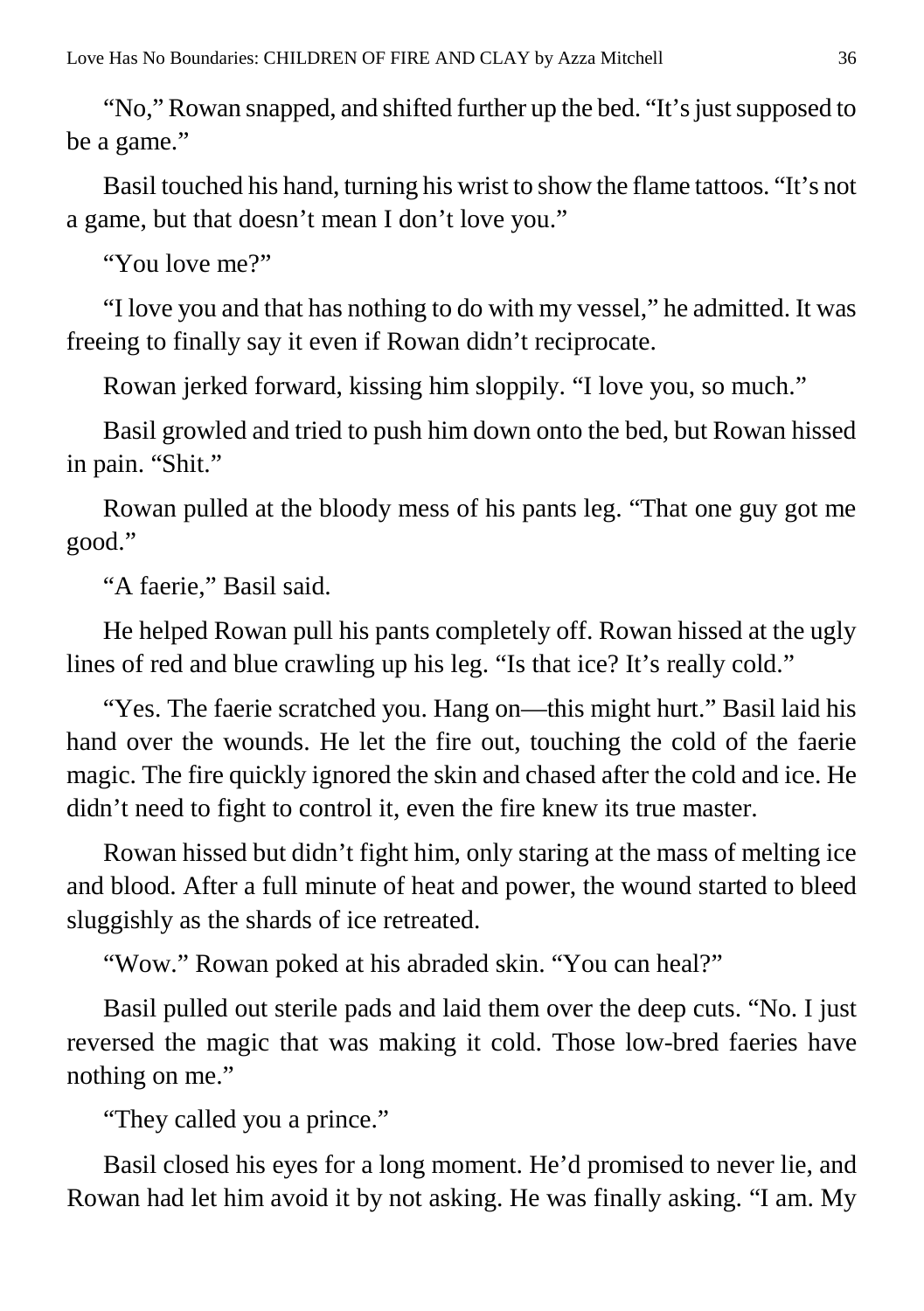"No," Rowan snapped, and shifted further up the bed. "It's just supposed to be a game."

Basil touched his hand, turning his wrist to show the flame tattoos. "It's not a game, but that doesn't mean I don't love you."

"You love me?"

"I love you and that has nothing to do with my vessel," he admitted. It was freeing to finally say it even if Rowan didn't reciprocate.

Rowan jerked forward, kissing him sloppily. "I love you, so much."

Basil growled and tried to push him down onto the bed, but Rowan hissed in pain. "Shit."

Rowan pulled at the bloody mess of his pants leg. "That one guy got me good."

"A faerie," Basil said.

He helped Rowan pull his pants completely off. Rowan hissed at the ugly lines of red and blue crawling up his leg. "Is that ice? It's really cold."

"Yes. The faerie scratched you. Hang on—this might hurt." Basil laid his hand over the wounds. He let the fire out, touching the cold of the faerie magic. The fire quickly ignored the skin and chased after the cold and ice. He didn't need to fight to control it, even the fire knew its true master.

Rowan hissed but didn't fight him, only staring at the mass of melting ice and blood. After a full minute of heat and power, the wound started to bleed sluggishly as the shards of ice retreated.

"Wow." Rowan poked at his abraded skin. "You can heal?"

Basil pulled out sterile pads and laid them over the deep cuts. "No. I just reversed the magic that was making it cold. Those low-bred faeries have nothing on me."

"They called you a prince."

Basil closed his eyes for a long moment. He'd promised to never lie, and Rowan had let him avoid it by not asking. He was finally asking. "I am. My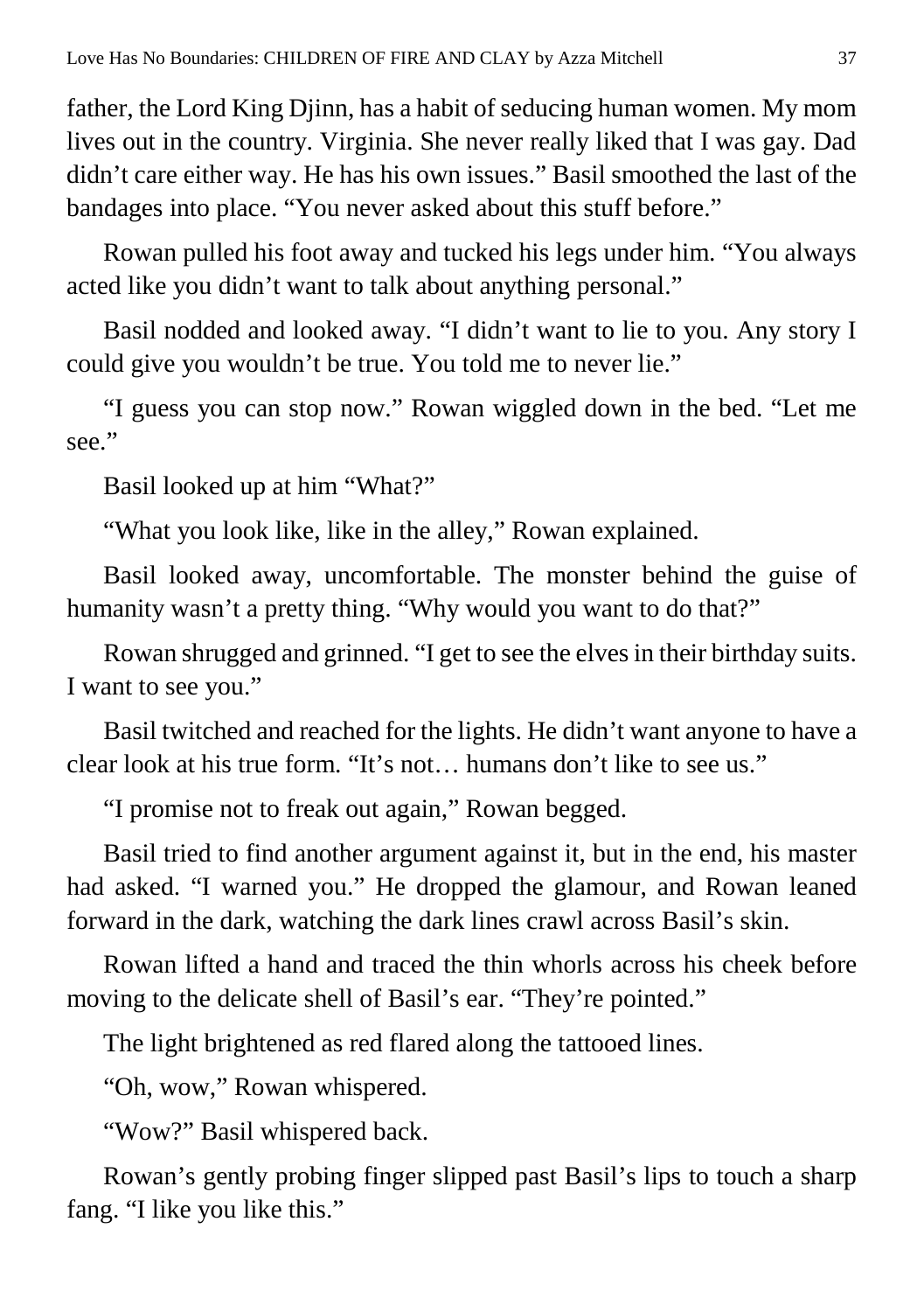father, the Lord King Djinn, has a habit of seducing human women. My mom lives out in the country. Virginia. She never really liked that I was gay. Dad didn't care either way. He has his own issues." Basil smoothed the last of the bandages into place. "You never asked about this stuff before."

Rowan pulled his foot away and tucked his legs under him. "You always acted like you didn't want to talk about anything personal."

Basil nodded and looked away. "I didn't want to lie to you. Any story I could give you wouldn't be true. You told me to never lie."

"I guess you can stop now." Rowan wiggled down in the bed. "Let me see."

Basil looked up at him "What?"

"What you look like, like in the alley," Rowan explained.

Basil looked away, uncomfortable. The monster behind the guise of humanity wasn't a pretty thing. "Why would you want to do that?"

Rowan shrugged and grinned. "I get to see the elves in their birthday suits. I want to see you."

Basil twitched and reached for the lights. He didn't want anyone to have a clear look at his true form. "It's not… humans don't like to see us."

"I promise not to freak out again," Rowan begged.

Basil tried to find another argument against it, but in the end, his master had asked. "I warned you." He dropped the glamour, and Rowan leaned forward in the dark, watching the dark lines crawl across Basil's skin.

Rowan lifted a hand and traced the thin whorls across his cheek before moving to the delicate shell of Basil's ear. "They're pointed."

The light brightened as red flared along the tattooed lines.

"Oh, wow," Rowan whispered.

"Wow?" Basil whispered back.

Rowan's gently probing finger slipped past Basil's lips to touch a sharp fang. "I like you like this."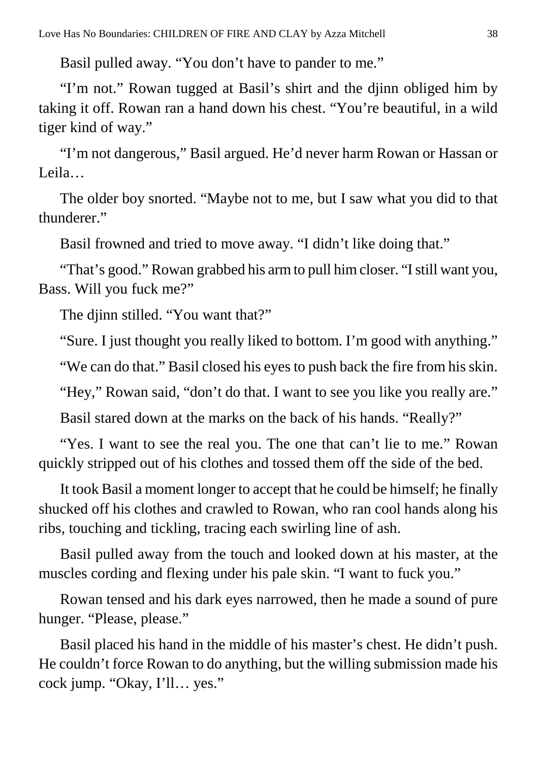Basil pulled away. "You don't have to pander to me."

"I'm not." Rowan tugged at Basil's shirt and the djinn obliged him by taking it off. Rowan ran a hand down his chest. "You're beautiful, in a wild tiger kind of way."

"I'm not dangerous," Basil argued. He'd never harm Rowan or Hassan or Leila…

The older boy snorted. "Maybe not to me, but I saw what you did to that thunderer."

Basil frowned and tried to move away. "I didn't like doing that."

"That's good." Rowan grabbed his arm to pull him closer. "I still want you, Bass. Will you fuck me?"

The djinn stilled. "You want that?"

"Sure. I just thought you really liked to bottom. I'm good with anything."

"We can do that." Basil closed his eyes to push back the fire from his skin.

"Hey," Rowan said, "don't do that. I want to see you like you really are."

Basil stared down at the marks on the back of his hands. "Really?"

"Yes. I want to see the real you. The one that can't lie to me." Rowan quickly stripped out of his clothes and tossed them off the side of the bed.

It took Basil a moment longer to accept that he could be himself; he finally shucked off his clothes and crawled to Rowan, who ran cool hands along his ribs, touching and tickling, tracing each swirling line of ash.

Basil pulled away from the touch and looked down at his master, at the muscles cording and flexing under his pale skin. "I want to fuck you."

Rowan tensed and his dark eyes narrowed, then he made a sound of pure hunger. "Please, please."

Basil placed his hand in the middle of his master's chest. He didn't push. He couldn't force Rowan to do anything, but the willing submission made his cock jump. "Okay, I'll… yes."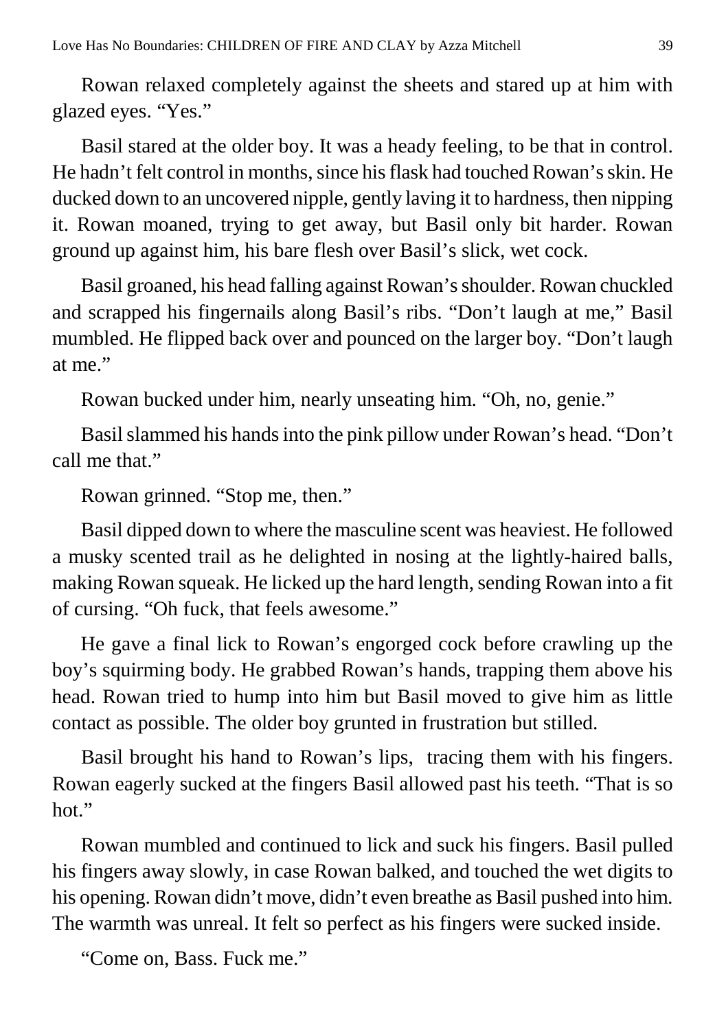Rowan relaxed completely against the sheets and stared up at him with glazed eyes. "Yes."

Basil stared at the older boy. It was a heady feeling, to be that in control. He hadn't felt control in months, since his flask had touched Rowan's skin. He ducked down to an uncovered nipple, gently laving it to hardness, then nipping it. Rowan moaned, trying to get away, but Basil only bit harder. Rowan ground up against him, his bare flesh over Basil's slick, wet cock.

Basil groaned, his head falling against Rowan's shoulder. Rowan chuckled and scrapped his fingernails along Basil's ribs. "Don't laugh at me," Basil mumbled. He flipped back over and pounced on the larger boy. "Don't laugh at me."

Rowan bucked under him, nearly unseating him. "Oh, no, genie."

Basil slammed his hands into the pink pillow under Rowan's head. "Don't call me that."

Rowan grinned. "Stop me, then."

Basil dipped down to where the masculine scent was heaviest. He followed a musky scented trail as he delighted in nosing at the lightly-haired balls, making Rowan squeak. He licked up the hard length, sending Rowan into a fit of cursing. "Oh fuck, that feels awesome."

He gave a final lick to Rowan's engorged cock before crawling up the boy's squirming body. He grabbed Rowan's hands, trapping them above his head. Rowan tried to hump into him but Basil moved to give him as little contact as possible. The older boy grunted in frustration but stilled.

Basil brought his hand to Rowan's lips, tracing them with his fingers. Rowan eagerly sucked at the fingers Basil allowed past his teeth. "That is so hot."

Rowan mumbled and continued to lick and suck his fingers. Basil pulled his fingers away slowly, in case Rowan balked, and touched the wet digits to his opening. Rowan didn't move, didn't even breathe as Basil pushed into him. The warmth was unreal. It felt so perfect as his fingers were sucked inside.

"Come on, Bass. Fuck me."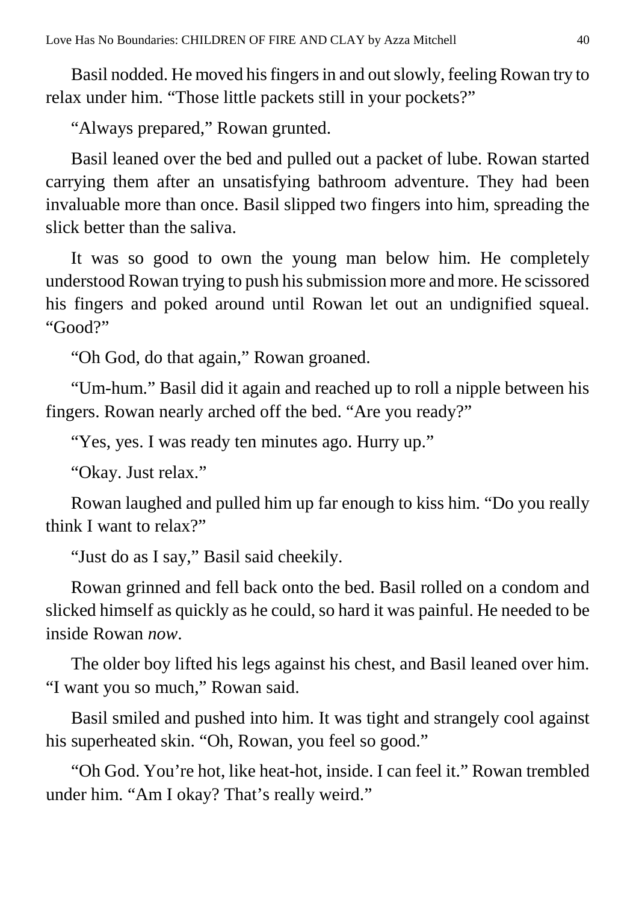Basil nodded. He moved his fingers in and out slowly, feeling Rowan try to relax under him. "Those little packets still in your pockets?"

"Always prepared," Rowan grunted.

Basil leaned over the bed and pulled out a packet of lube. Rowan started carrying them after an unsatisfying bathroom adventure. They had been invaluable more than once. Basil slipped two fingers into him, spreading the slick better than the saliva.

It was so good to own the young man below him. He completely understood Rowan trying to push his submission more and more. He scissored his fingers and poked around until Rowan let out an undignified squeal. "Good?"

"Oh God, do that again," Rowan groaned.

"Um-hum." Basil did it again and reached up to roll a nipple between his fingers. Rowan nearly arched off the bed. "Are you ready?"

"Yes, yes. I was ready ten minutes ago. Hurry up."

"Okay. Just relax."

Rowan laughed and pulled him up far enough to kiss him. "Do you really think I want to relax?"

"Just do as I say," Basil said cheekily.

Rowan grinned and fell back onto the bed. Basil rolled on a condom and slicked himself as quickly as he could, so hard it was painful. He needed to be inside Rowan *now*.

The older boy lifted his legs against his chest, and Basil leaned over him. "I want you so much," Rowan said.

Basil smiled and pushed into him. It was tight and strangely cool against his superheated skin. "Oh, Rowan, you feel so good."

"Oh God. You're hot, like heat-hot, inside. I can feel it." Rowan trembled under him. "Am I okay? That's really weird."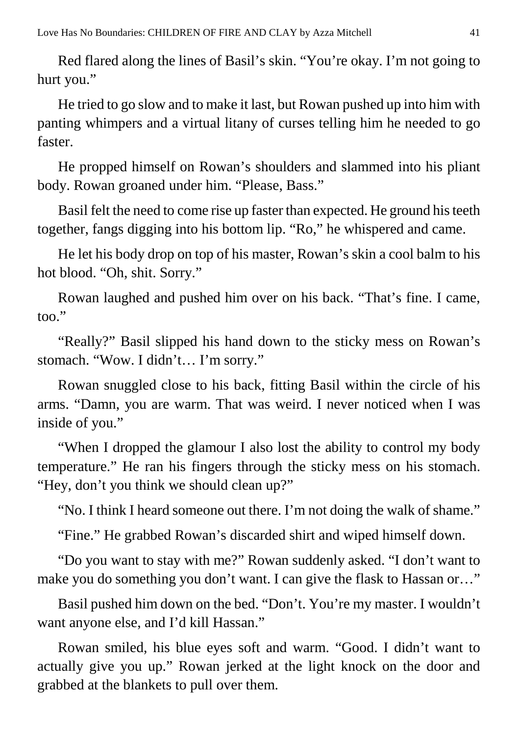Red flared along the lines of Basil's skin. "You're okay. I'm not going to hurt you."

He tried to go slow and to make it last, but Rowan pushed up into him with panting whimpers and a virtual litany of curses telling him he needed to go faster.

He propped himself on Rowan's shoulders and slammed into his pliant body. Rowan groaned under him. "Please, Bass."

Basil felt the need to come rise up faster than expected. He ground his teeth together, fangs digging into his bottom lip. "Ro," he whispered and came.

He let his body drop on top of his master, Rowan's skin a cool balm to his hot blood. "Oh, shit. Sorry."

Rowan laughed and pushed him over on his back. "That's fine. I came, too."

"Really?" Basil slipped his hand down to the sticky mess on Rowan's stomach. "Wow. I didn't… I'm sorry."

Rowan snuggled close to his back, fitting Basil within the circle of his arms. "Damn, you are warm. That was weird. I never noticed when I was inside of you."

"When I dropped the glamour I also lost the ability to control my body temperature." He ran his fingers through the sticky mess on his stomach. "Hey, don't you think we should clean up?"

"No. I think I heard someone out there. I'm not doing the walk of shame."

"Fine." He grabbed Rowan's discarded shirt and wiped himself down.

"Do you want to stay with me?" Rowan suddenly asked. "I don't want to make you do something you don't want. I can give the flask to Hassan or…"

Basil pushed him down on the bed. "Don't. You're my master. I wouldn't want anyone else, and I'd kill Hassan."

Rowan smiled, his blue eyes soft and warm. "Good. I didn't want to actually give you up." Rowan jerked at the light knock on the door and grabbed at the blankets to pull over them.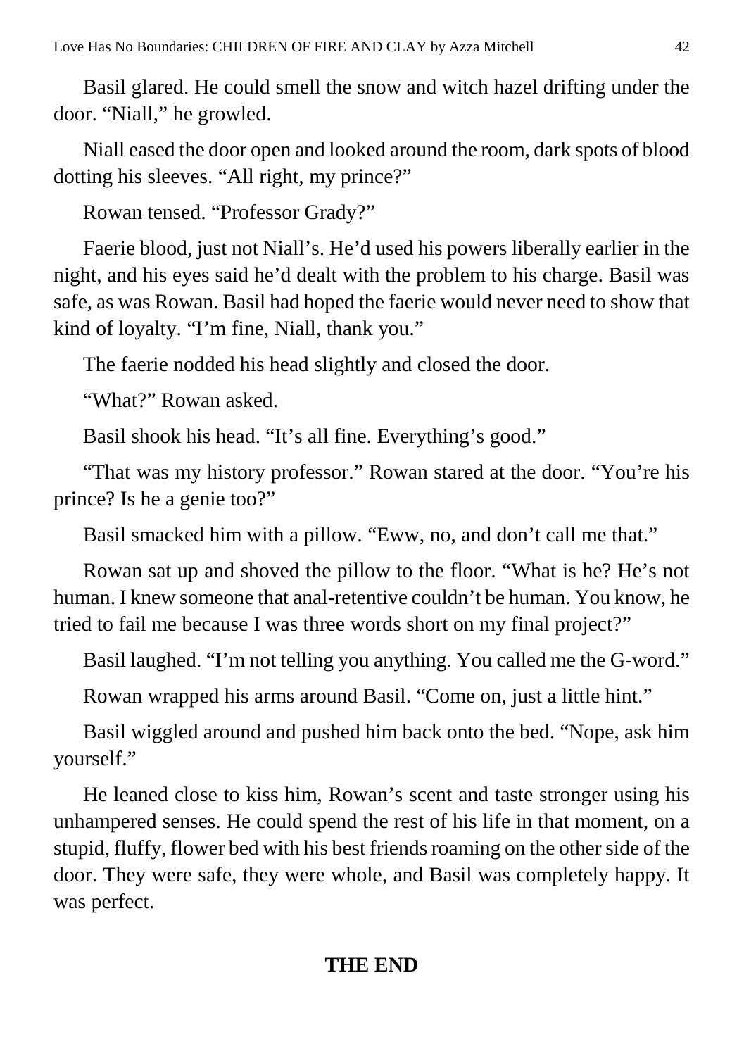Basil glared. He could smell the snow and witch hazel drifting under the door. “Niall,” he growled.

Niall eased the door open and looked around the room, dark spots of blood dotting his sleeves. “All right, my prince?”

Rowan tensed. “Professor Grady?”

Faerie blood, just not Niall’s. He’d used his powers liberally earlier in the night, and his eyes said he’d dealt with the problem to his charge. Basil was safe, as was Rowan. Basil had hoped the faerie would never need to show that kind of loyalty. “I’m fine, Niall, thank you.”

The faerie nodded his head slightly and closed the door.

“What?” Rowan asked.

Basil shook his head. “It’s all fine. Everything’s good.”

“That was my history professor.” Rowan stared at the door. “You’re his prince? Is he a genie too?”

Basil smacked him with a pillow. “Eww, no, and don’t call me that.”

Rowan sat up and shoved the pillow to the floor. “What is he? He’s not human. I knew someone that anal-retentive couldn’t be human. You know, he tried to fail me because I was three words short on my final project?”

Basil laughed. “I’m not telling you anything. You called me the G-word.”

Rowan wrapped his arms around Basil. “Come on, just a little hint.”

Basil wiggled around and pushed him back onto the bed. “Nope, ask him yourself.”

He leaned close to kiss him, Rowan’s scent and taste stronger using his unhampered senses. He could spend the rest of his life in that moment, on a stupid, fluffy, flower bed with his best friends roaming on the other side of the door. They were safe, they were whole, and Basil was completely happy. It was perfect.

**THE END**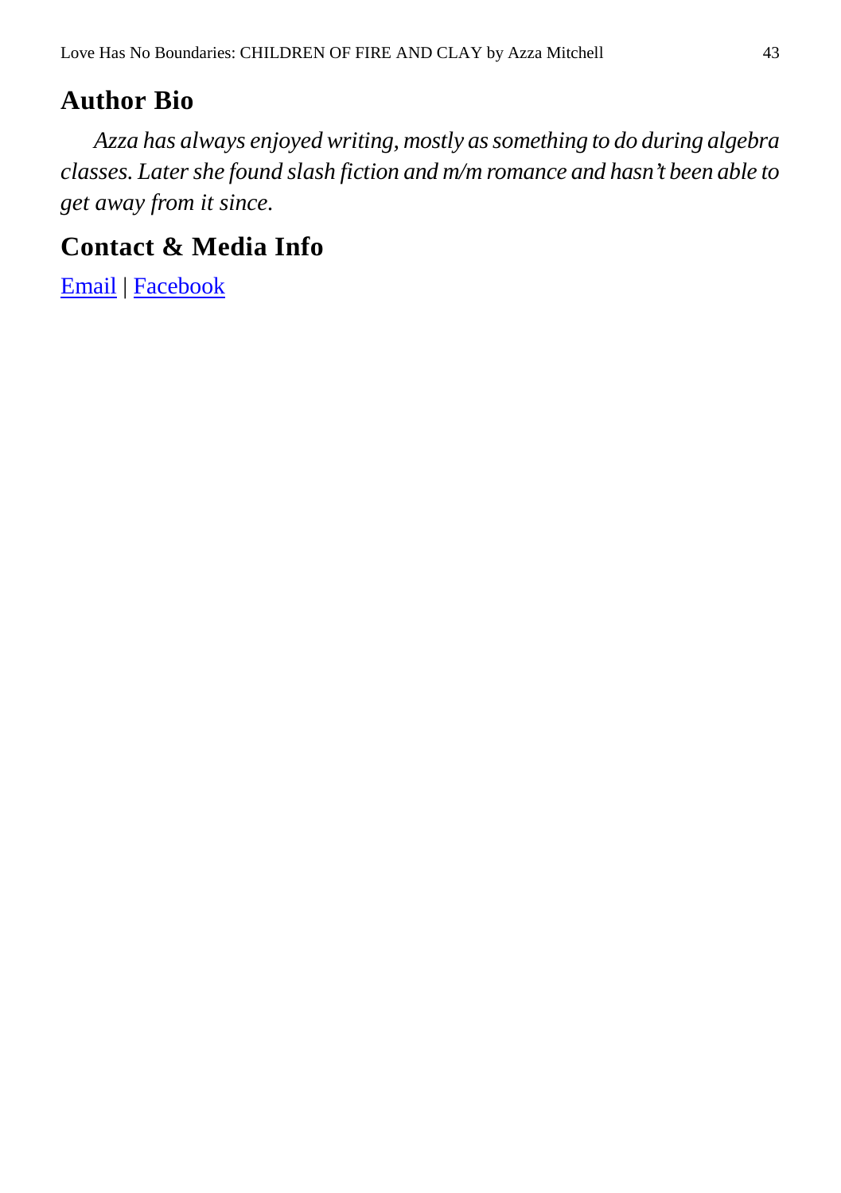## Author Bio

*Azza has always enjoyed writing, mostly as something to do during algebra classes. Later she found slash fiction and m/m romance and hasn't been able to get away from it since.*

## Contact & Media Info

Email | Facebook